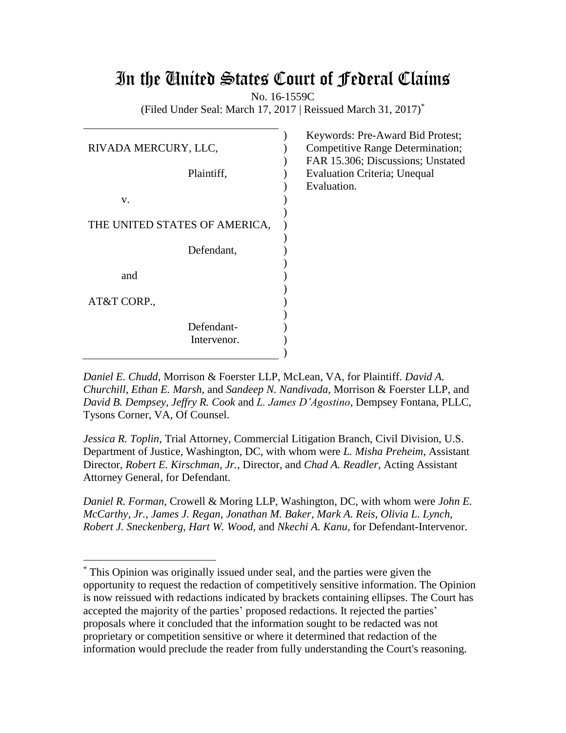# In the United States Court of Federal Claims

No. 16-1559C

(Filed Under Seal: March 17, 2017 | Reissued March 31, 2017)*

| | |
|---|---|
| RIVADA MERCURY, LLC,<br><br>Plaintiff,<br><br>v.<br><br>THE UNITED STATES OF AMERICA,<br><br>Defendant,<br><br>and<br><br>AT&T CORP.,<br><br>Defendant-Intervenor. | Keywords: Pre-Award Bid Protest; Competitive Range Determination; FAR 15.306; Discussions; Unstated Evaluation Criteria; Unequal Evaluation. |

*Daniel E. Chudd*, Morrison & Foerster LLP, McLean, VA, for Plaintiff. *David A. Churchill*, *Ethan E. Marsh*, and *Sandeep N. Nandivada*, Morrison & Foerster LLP, and *David B. Dempsey*, *Jeffry R. Cook* and *L. James D'Agostino*, Dempsey Fontana, PLLC, Tysons Corner, VA, Of Counsel.

*Jessica R. Toplin*, Trial Attorney, Commercial Litigation Branch, Civil Division, U.S. Department of Justice, Washington, DC, with whom were *L. Misha Preheim*, Assistant Director, *Robert E. Kirschman, Jr.*, Director, and *Chad A. Readler*, Acting Assistant Attorney General, for Defendant.

*Daniel R. Forman*, Crowell & Moring LLP, Washington, DC, with whom were *John E. McCarthy, Jr.*, *James J. Regan*, *Jonathan M. Baker*, *Mark A. Reis*, *Olivia L. Lynch*, *Robert J. Sneckenberg*, *Hart W. Wood*, and *Nkechi A. Kanu*, for Defendant-Intervenor.

---

* This Opinion was originally issued under seal, and the parties were given the opportunity to request the redaction of competitively sensitive information. The Opinion is now reissued with redactions indicated by brackets containing ellipses. The Court has accepted the majority of the parties' proposed redactions. It rejected the parties' proposals where it concluded that the information sought to be redacted was not proprietary or competition sensitive or where it determined that redaction of the information would preclude the reader from fully understanding the Court's reasoning.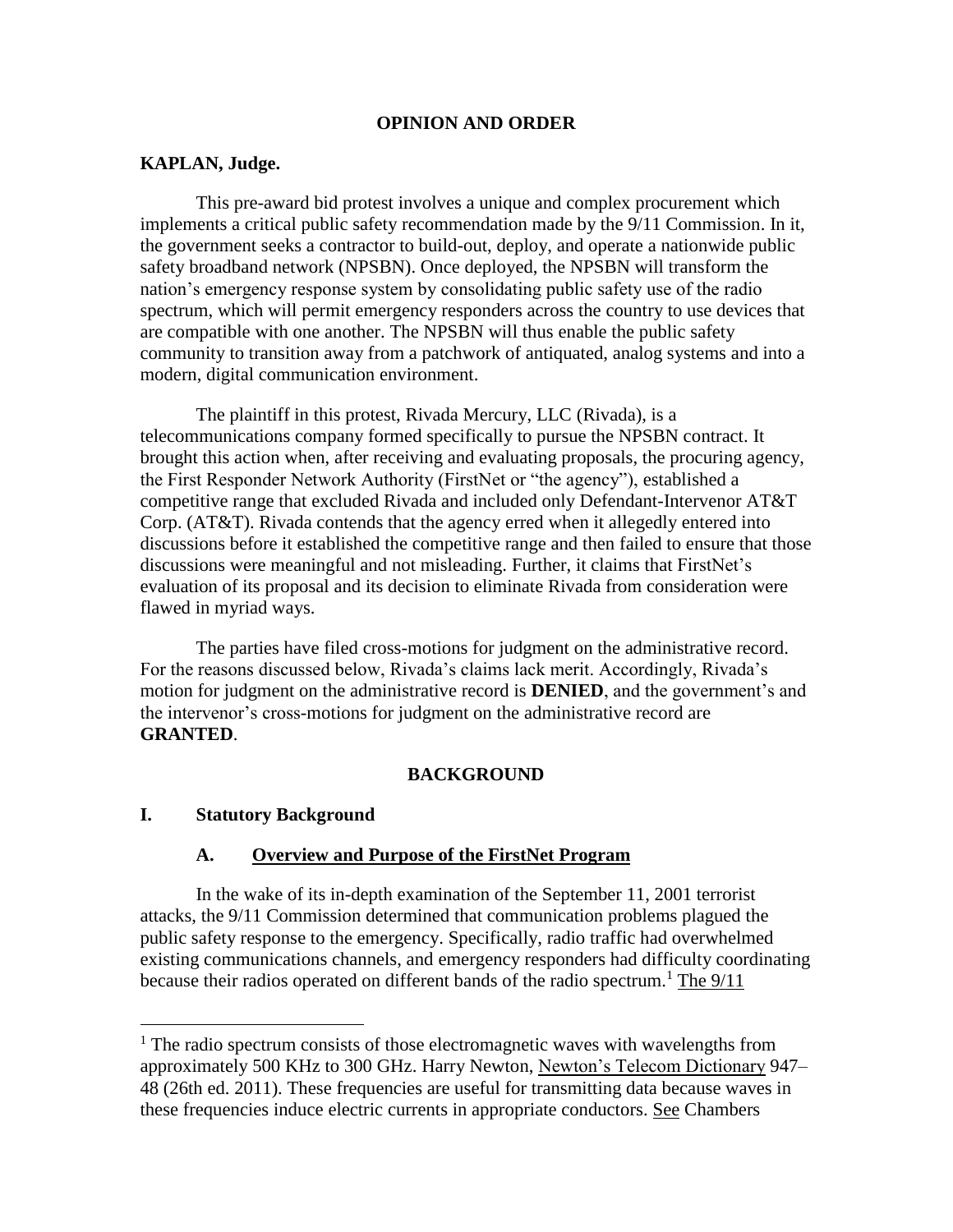**OPINION AND ORDER**

**KAPLAN, Judge.**

This pre-award bid protest involves a unique and complex procurement which implements a critical public safety recommendation made by the 9/11 Commission. In it, the government seeks a contractor to build-out, deploy, and operate a nationwide public safety broadband network (NPSBN). Once deployed, the NPSBN will transform the nation's emergency response system by consolidating public safety use of the radio spectrum, which will permit emergency responders across the country to use devices that are compatible with one another. The NPSBN will thus enable the public safety community to transition away from a patchwork of antiquated, analog systems and into a modern, digital communication environment.

The plaintiff in this protest, Rivada Mercury, LLC (Rivada), is a telecommunications company formed specifically to pursue the NPSBN contract. It brought this action when, after receiving and evaluating proposals, the procuring agency, the First Responder Network Authority (FirstNet or "the agency"), established a competitive range that excluded Rivada and included only Defendant-Intervenor AT&T Corp. (AT&T). Rivada contends that the agency erred when it allegedly entered into discussions before it established the competitive range and then failed to ensure that those discussions were meaningful and not misleading. Further, it claims that FirstNet's evaluation of its proposal and its decision to eliminate Rivada from consideration were flawed in myriad ways.

The parties have filed cross-motions for judgment on the administrative record. For the reasons discussed below, Rivada's claims lack merit. Accordingly, Rivada's motion for judgment on the administrative record is **DENIED**, and the government's and the intervenor's cross-motions for judgment on the administrative record are **GRANTED**.

**BACKGROUND**

## I. Statutory Background

### A. Overview and Purpose of the FirstNet Program

In the wake of its in-depth examination of the September 11, 2001 terrorist attacks, the 9/11 Commission determined that communication problems plagued the public safety response to the emergency. Specifically, radio traffic had overwhelmed existing communications channels, and emergency responders had difficulty coordinating because their radios operated on different bands of the radio spectrum.[1] The 9/11

[1] The radio spectrum consists of those electromagnetic waves with wavelengths from approximately 500 KHz to 300 GHz. Harry Newton, Newton's Telecom Dictionary 947–48 (26th ed. 2011). These frequencies are useful for transmitting data because waves in these frequencies induce electric currents in appropriate conductors. See Chambers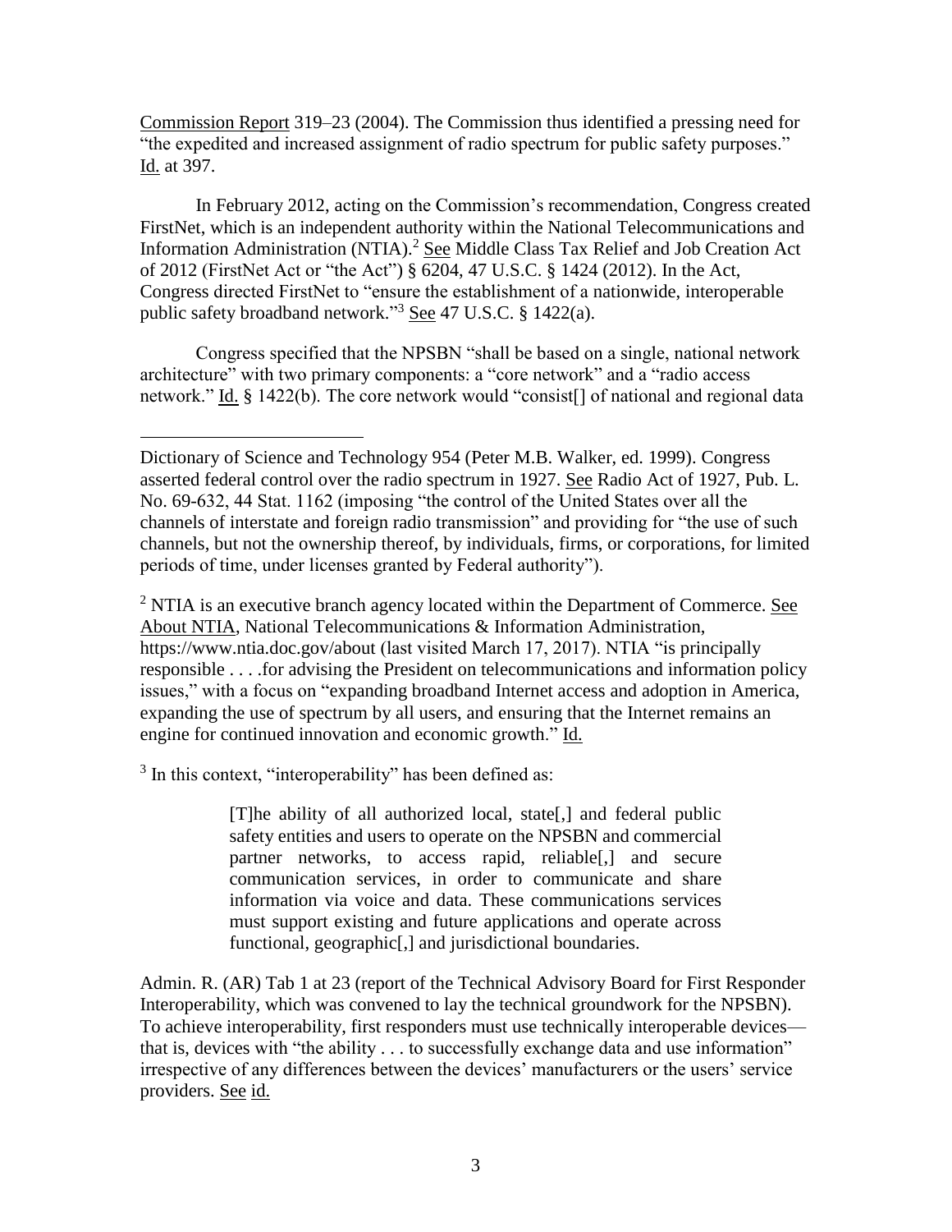Commission Report 319–23 (2004). The Commission thus identified a pressing need for "the expedited and increased assignment of radio spectrum for public safety purposes." Id. at 397.

In February 2012, acting on the Commission's recommendation, Congress created FirstNet, which is an independent authority within the National Telecommunications and Information Administration (NTIA).[2] See Middle Class Tax Relief and Job Creation Act of 2012 (FirstNet Act or "the Act") § 6204, 47 U.S.C. § 1424 (2012). In the Act, Congress directed FirstNet to "ensure the establishment of a nationwide, interoperable public safety broadband network."[3] See 47 U.S.C. § 1422(a).

Congress specified that the NPSBN "shall be based on a single, national network architecture" with two primary components: a "core network" and a "radio access network." Id. § 1422(b). The core network would "consist[] of national and regional data

---

Dictionary of Science and Technology 954 (Peter M.B. Walker, ed. 1999). Congress asserted federal control over the radio spectrum in 1927. See Radio Act of 1927, Pub. L. No. 69-632, 44 Stat. 1162 (imposing "the control of the United States over all the channels of interstate and foreign radio transmission" and providing for "the use of such channels, but not the ownership thereof, by individuals, firms, or corporations, for limited periods of time, under licenses granted by Federal authority").

[2] NTIA is an executive branch agency located within the Department of Commerce. See About NTIA, National Telecommunications & Information Administration, https://www.ntia.doc.gov/about (last visited March 17, 2017). NTIA "is principally responsible . . . .for advising the President on telecommunications and information policy issues," with a focus on "expanding broadband Internet access and adoption in America, expanding the use of spectrum by all users, and ensuring that the Internet remains an engine for continued innovation and economic growth." Id.

[3] In this context, "interoperability" has been defined as:

> [T]he ability of all authorized local, state[,] and federal public safety entities and users to operate on the NPSBN and commercial partner networks, to access rapid, reliable[,] and secure communication services, in order to communicate and share information via voice and data. These communications services must support existing and future applications and operate across functional, geographic[,] and jurisdictional boundaries.

Admin. R. (AR) Tab 1 at 23 (report of the Technical Advisory Board for First Responder Interoperability, which was convened to lay the technical groundwork for the NPSBN). To achieve interoperability, first responders must use technically interoperable devices—that is, devices with "the ability . . . to successfully exchange data and use information" irrespective of any differences between the devices' manufacturers or the users' service providers. See id.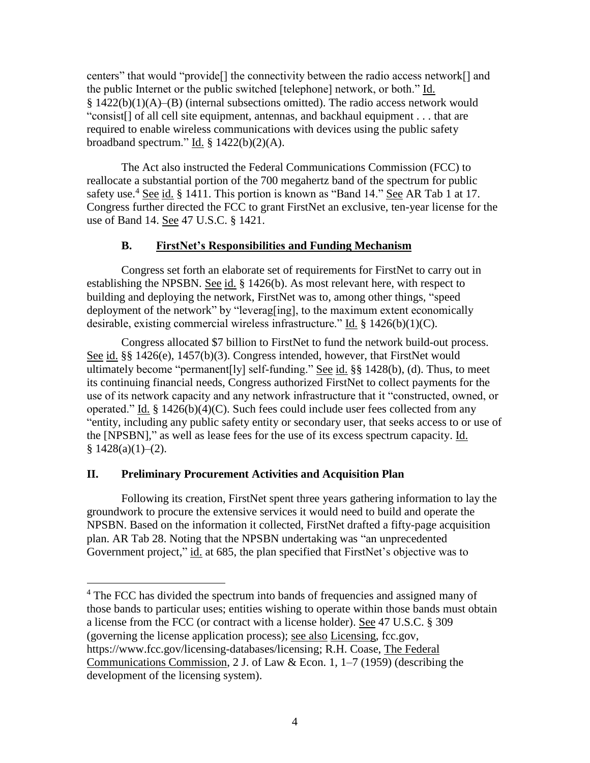centers" that would "provide[] the connectivity between the radio access network[] and the public Internet or the public switched [telephone] network, or both." Id. § 1422(b)(1)(A)–(B) (internal subsections omitted). The radio access network would "consist[] of all cell site equipment, antennas, and backhaul equipment . . . that are required to enable wireless communications with devices using the public safety broadband spectrum." Id. § 1422(b)(2)(A).

The Act also instructed the Federal Communications Commission (FCC) to reallocate a substantial portion of the 700 megahertz band of the spectrum for public safety use.[4] See id. § 1411. This portion is known as "Band 14." See AR Tab 1 at 17. Congress further directed the FCC to grant FirstNet an exclusive, ten-year license for the use of Band 14. See 47 U.S.C. § 1421.

### B. FirstNet's Responsibilities and Funding Mechanism

Congress set forth an elaborate set of requirements for FirstNet to carry out in establishing the NPSBN. See id. § 1426(b). As most relevant here, with respect to building and deploying the network, FirstNet was to, among other things, "speed deployment of the network" by "leverag[ing], to the maximum extent economically desirable, existing commercial wireless infrastructure." Id. § 1426(b)(1)(C).

Congress allocated $7 billion to FirstNet to fund the network build-out process. See id. §§ 1426(e), 1457(b)(3). Congress intended, however, that FirstNet would ultimately become "permanent[ly] self-funding." See id. §§ 1428(b), (d). Thus, to meet its continuing financial needs, Congress authorized FirstNet to collect payments for the use of its network capacity and any network infrastructure that it "constructed, owned, or operated." Id. § 1426(b)(4)(C). Such fees could include user fees collected from any "entity, including any public safety entity or secondary user, that seeks access to or use of the [NPSBN]," as well as lease fees for the use of its excess spectrum capacity. Id. § 1428(a)(1)–(2).

## II. Preliminary Procurement Activities and Acquisition Plan

Following its creation, FirstNet spent three years gathering information to lay the groundwork to procure the extensive services it would need to build and operate the NPSBN. Based on the information it collected, FirstNet drafted a fifty-page acquisition plan. AR Tab 28. Noting that the NPSBN undertaking was "an unprecedented Government project," id. at 685, the plan specified that FirstNet's objective was to

---

[4] The FCC has divided the spectrum into bands of frequencies and assigned many of those bands to particular uses; entities wishing to operate within those bands must obtain a license from the FCC (or contract with a license holder). See 47 U.S.C. § 309 (governing the license application process); see also Licensing, fcc.gov, https://www.fcc.gov/licensing-databases/licensing; R.H. Coase, The Federal Communications Commission, 2 J. of Law & Econ. 1, 1–7 (1959) (describing the development of the licensing system).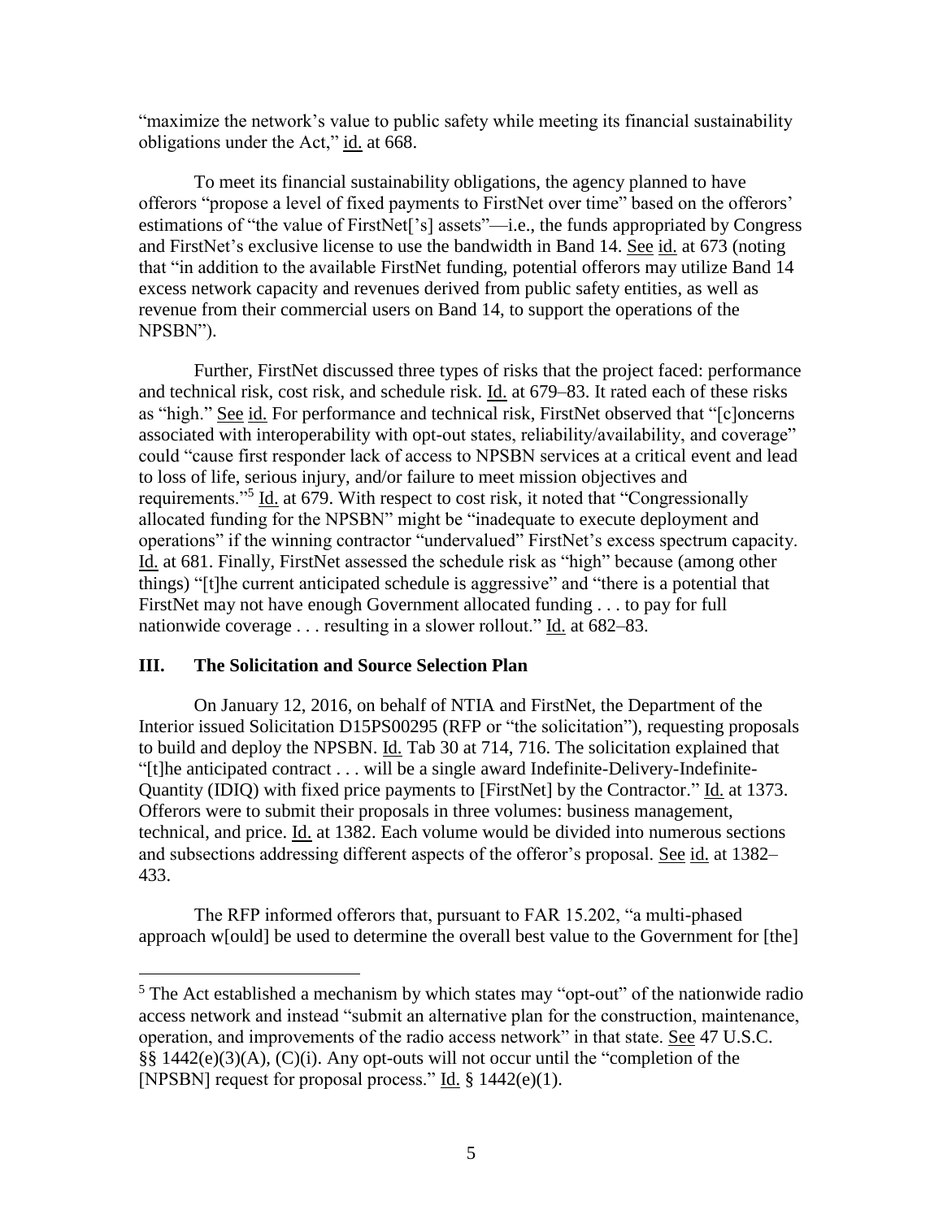"maximize the network's value to public safety while meeting its financial sustainability obligations under the Act," id. at 668.

To meet its financial sustainability obligations, the agency planned to have offerors "propose a level of fixed payments to FirstNet over time" based on the offerors' estimations of "the value of FirstNet['s] assets"—i.e., the funds appropriated by Congress and FirstNet's exclusive license to use the bandwidth in Band 14. See id. at 673 (noting that "in addition to the available FirstNet funding, potential offerors may utilize Band 14 excess network capacity and revenues derived from public safety entities, as well as revenue from their commercial users on Band 14, to support the operations of the NPSBN").

Further, FirstNet discussed three types of risks that the project faced: performance and technical risk, cost risk, and schedule risk. Id. at 679–83. It rated each of these risks as "high." See id. For performance and technical risk, FirstNet observed that "[c]oncerns associated with interoperability with opt-out states, reliability/availability, and coverage" could "cause first responder lack of access to NPSBN services at a critical event and lead to loss of life, serious injury, and/or failure to meet mission objectives and requirements."[5] Id. at 679. With respect to cost risk, it noted that "Congressionally allocated funding for the NPSBN" might be "inadequate to execute deployment and operations" if the winning contractor "undervalued" FirstNet's excess spectrum capacity. Id. at 681. Finally, FirstNet assessed the schedule risk as "high" because (among other things) "[t]he current anticipated schedule is aggressive" and "there is a potential that FirstNet may not have enough Government allocated funding . . . to pay for full nationwide coverage . . . resulting in a slower rollout." Id. at 682–83.

## III. The Solicitation and Source Selection Plan

On January 12, 2016, on behalf of NTIA and FirstNet, the Department of the Interior issued Solicitation D15PS00295 (RFP or "the solicitation"), requesting proposals to build and deploy the NPSBN. Id. Tab 30 at 714, 716. The solicitation explained that "[t]he anticipated contract . . . will be a single award Indefinite-Delivery-Indefinite-Quantity (IDIQ) with fixed price payments to [FirstNet] by the Contractor." Id. at 1373. Offerors were to submit their proposals in three volumes: business management, technical, and price. Id. at 1382. Each volume would be divided into numerous sections and subsections addressing different aspects of the offeror's proposal. See id. at 1382–433.

The RFP informed offerors that, pursuant to FAR 15.202, "a multi-phased approach w[ould] be used to determine the overall best value to the Government for [the]

---

[5] The Act established a mechanism by which states may "opt-out" of the nationwide radio access network and instead "submit an alternative plan for the construction, maintenance, operation, and improvements of the radio access network" in that state. See 47 U.S.C. §§ 1442(e)(3)(A), (C)(i). Any opt-outs will not occur until the "completion of the [NPSBN] request for proposal process." Id. § 1442(e)(1).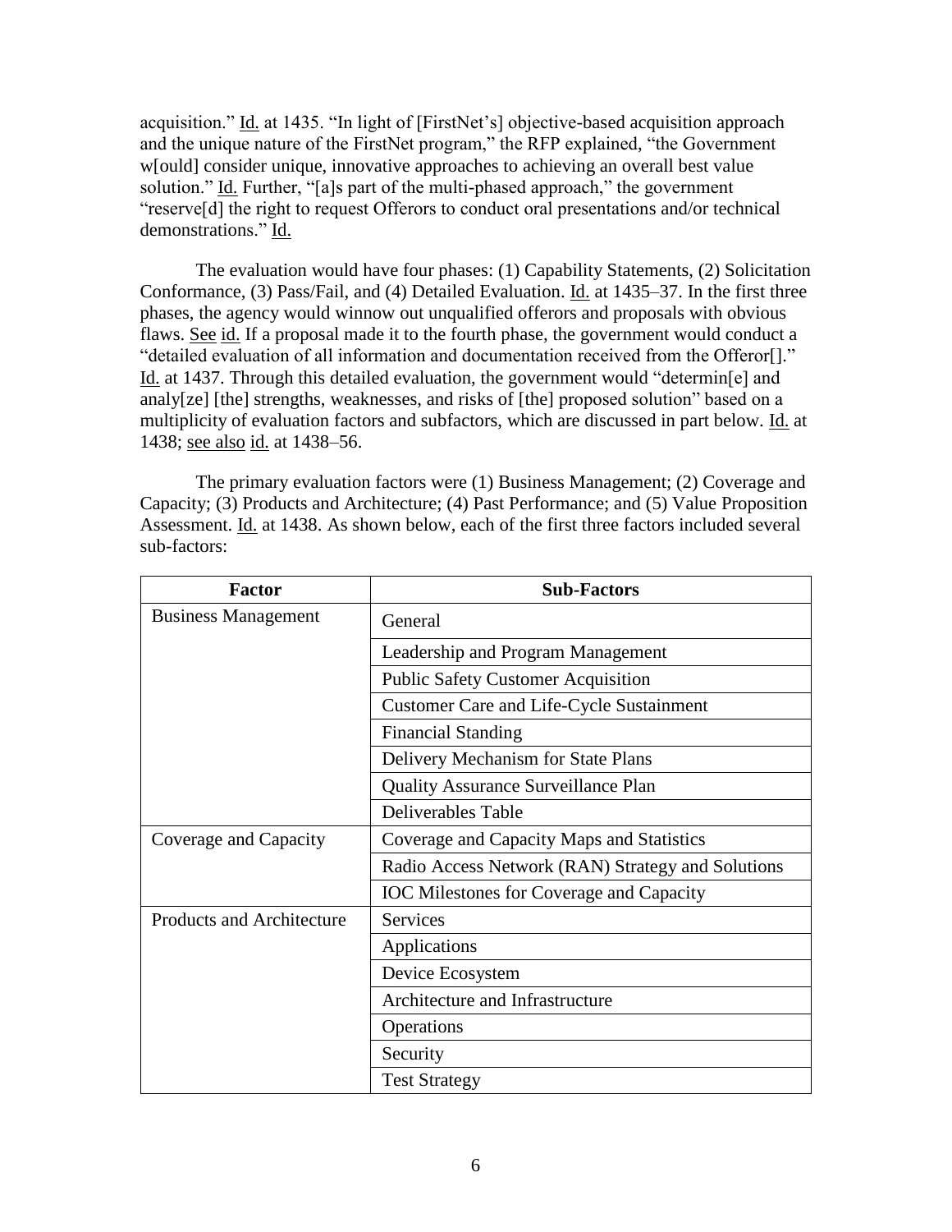acquisition." Id. at 1435. "In light of [FirstNet's] objective-based acquisition approach and the unique nature of the FirstNet program," the RFP explained, "the Government w[ould] consider unique, innovative approaches to achieving an overall best value solution." Id. Further, "[a]s part of the multi-phased approach," the government "reserve[d] the right to request Offerors to conduct oral presentations and/or technical demonstrations." Id.

The evaluation would have four phases: (1) Capability Statements, (2) Solicitation Conformance, (3) Pass/Fail, and (4) Detailed Evaluation. Id. at 1435–37. In the first three phases, the agency would winnow out unqualified offerors and proposals with obvious flaws. See id. If a proposal made it to the fourth phase, the government would conduct a "detailed evaluation of all information and documentation received from the Offeror[]." Id. at 1437. Through this detailed evaluation, the government would "determin[e] and analy[ze] [the] strengths, weaknesses, and risks of [the] proposed solution" based on a multiplicity of evaluation factors and subfactors, which are discussed in part below. Id. at 1438; see also id. at 1438–56.

The primary evaluation factors were (1) Business Management; (2) Coverage and Capacity; (3) Products and Architecture; (4) Past Performance; and (5) Value Proposition Assessment. Id. at 1438. As shown below, each of the first three factors included several sub-factors:

| Factor | Sub-Factors |
|---|---|
| Business Management | General |
| | Leadership and Program Management |
| | Public Safety Customer Acquisition |
| | Customer Care and Life-Cycle Sustainment |
| | Financial Standing |
| | Delivery Mechanism for State Plans |
| | Quality Assurance Surveillance Plan |
| | Deliverables Table |
| Coverage and Capacity | Coverage and Capacity Maps and Statistics |
| | Radio Access Network (RAN) Strategy and Solutions |
| | IOC Milestones for Coverage and Capacity |
| Products and Architecture | Services |
| | Applications |
| | Device Ecosystem |
| | Architecture and Infrastructure |
| | Operations |
| | Security |
| | Test Strategy |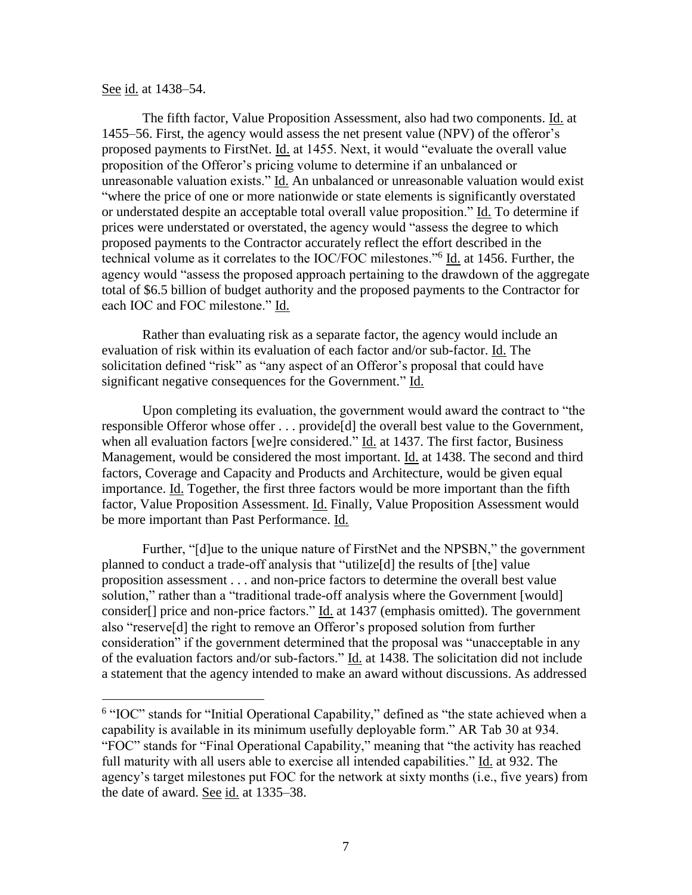See id. at 1438–54.

The fifth factor, Value Proposition Assessment, also had two components. Id. at 1455–56. First, the agency would assess the net present value (NPV) of the offeror's proposed payments to FirstNet. Id. at 1455. Next, it would "evaluate the overall value proposition of the Offeror's pricing volume to determine if an unbalanced or unreasonable valuation exists." Id. An unbalanced or unreasonable valuation would exist "where the price of one or more nationwide or state elements is significantly overstated or understated despite an acceptable total overall value proposition." Id. To determine if prices were understated or overstated, the agency would "assess the degree to which proposed payments to the Contractor accurately reflect the effort described in the technical volume as it correlates to the IOC/FOC milestones."[6] Id. at 1456. Further, the agency would "assess the proposed approach pertaining to the drawdown of the aggregate total of $6.5 billion of budget authority and the proposed payments to the Contractor for each IOC and FOC milestone." Id.

Rather than evaluating risk as a separate factor, the agency would include an evaluation of risk within its evaluation of each factor and/or sub-factor. Id. The solicitation defined "risk" as "any aspect of an Offeror's proposal that could have significant negative consequences for the Government." Id.

Upon completing its evaluation, the government would award the contract to "the responsible Offeror whose offer . . . provide[d] the overall best value to the Government, when all evaluation factors [we]re considered." Id. at 1437. The first factor, Business Management, would be considered the most important. Id. at 1438. The second and third factors, Coverage and Capacity and Products and Architecture, would be given equal importance. Id. Together, the first three factors would be more important than the fifth factor, Value Proposition Assessment. Id. Finally, Value Proposition Assessment would be more important than Past Performance. Id.

Further, "[d]ue to the unique nature of FirstNet and the NPSBN," the government planned to conduct a trade-off analysis that "utilize[d] the results of [the] value proposition assessment . . . and non-price factors to determine the overall best value solution," rather than a "traditional trade-off analysis where the Government [would] consider[] price and non-price factors." Id. at 1437 (emphasis omitted). The government also "reserve[d] the right to remove an Offeror's proposed solution from further consideration" if the government determined that the proposal was "unacceptable in any of the evaluation factors and/or sub-factors." Id. at 1438. The solicitation did not include a statement that the agency intended to make an award without discussions. As addressed

---

[6] "IOC" stands for "Initial Operational Capability," defined as "the state achieved when a capability is available in its minimum usefully deployable form." AR Tab 30 at 934. "FOC" stands for "Final Operational Capability," meaning that "the activity has reached full maturity with all users able to exercise all intended capabilities." Id. at 932. The agency's target milestones put FOC for the network at sixty months (i.e., five years) from the date of award. See id. at 1335–38.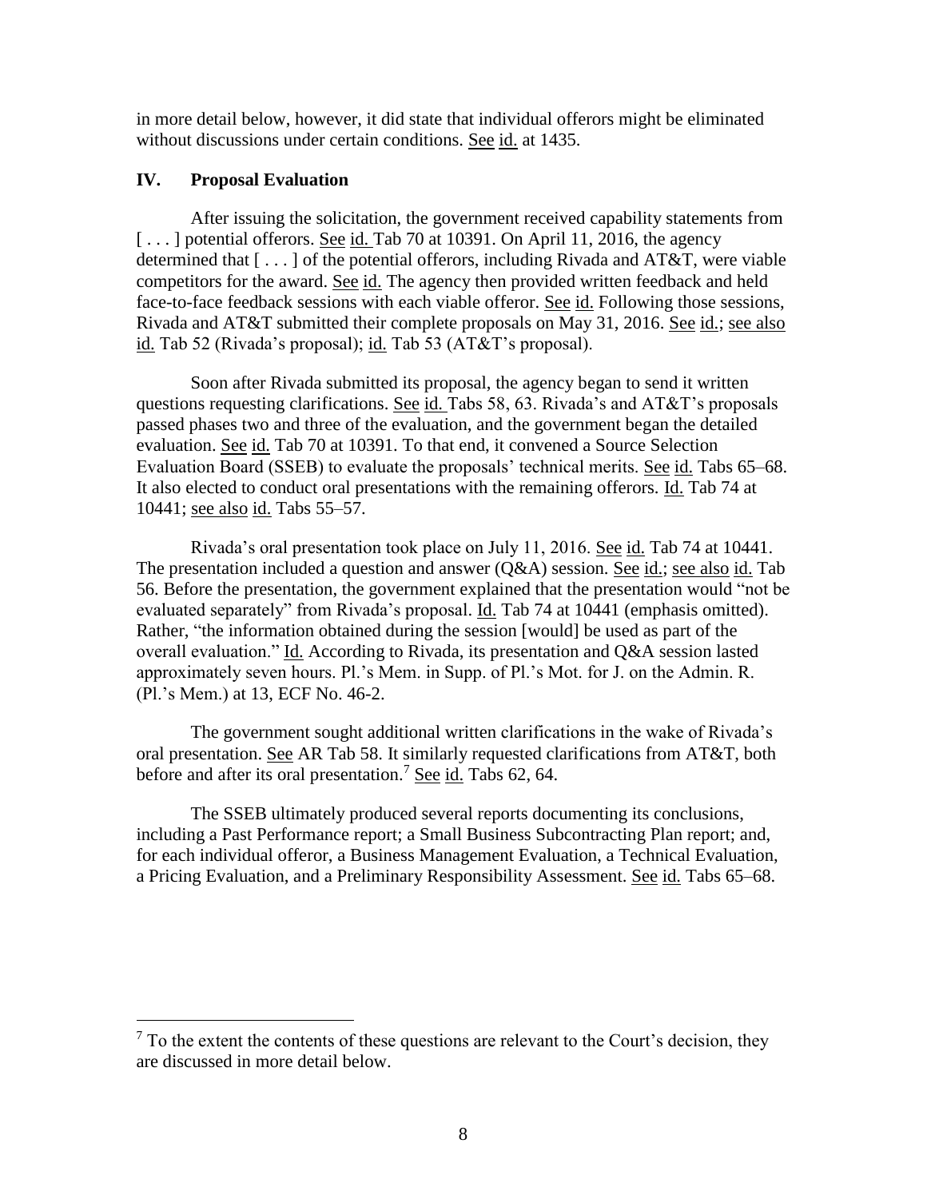in more detail below, however, it did state that individual offerors might be eliminated without discussions under certain conditions. See id. at 1435.

## IV. Proposal Evaluation

After issuing the solicitation, the government received capability statements from [ . . . ] potential offerors. See id. Tab 70 at 10391. On April 11, 2016, the agency determined that [ . . . ] of the potential offerors, including Rivada and AT&T, were viable competitors for the award. See id. The agency then provided written feedback and held face-to-face feedback sessions with each viable offeror. See id. Following those sessions, Rivada and AT&T submitted their complete proposals on May 31, 2016. See id.; see also id. Tab 52 (Rivada's proposal); id. Tab 53 (AT&T's proposal).

Soon after Rivada submitted its proposal, the agency began to send it written questions requesting clarifications. See id. Tabs 58, 63. Rivada's and AT&T's proposals passed phases two and three of the evaluation, and the government began the detailed evaluation. See id. Tab 70 at 10391. To that end, it convened a Source Selection Evaluation Board (SSEB) to evaluate the proposals' technical merits. See id. Tabs 65–68. It also elected to conduct oral presentations with the remaining offerors. Id. Tab 74 at 10441; see also id. Tabs 55–57.

Rivada's oral presentation took place on July 11, 2016. See id. Tab 74 at 10441. The presentation included a question and answer (Q&A) session. See id.; see also id. Tab 56. Before the presentation, the government explained that the presentation would "not be evaluated separately" from Rivada's proposal. Id. Tab 74 at 10441 (emphasis omitted). Rather, "the information obtained during the session [would] be used as part of the overall evaluation." Id. According to Rivada, its presentation and Q&A session lasted approximately seven hours. Pl.'s Mem. in Supp. of Pl.'s Mot. for J. on the Admin. R. (Pl.'s Mem.) at 13, ECF No. 46-2.

The government sought additional written clarifications in the wake of Rivada's oral presentation. See AR Tab 58. It similarly requested clarifications from AT&T, both before and after its oral presentation.[7] See id. Tabs 62, 64.

The SSEB ultimately produced several reports documenting its conclusions, including a Past Performance report; a Small Business Subcontracting Plan report; and, for each individual offeror, a Business Management Evaluation, a Technical Evaluation, a Pricing Evaluation, and a Preliminary Responsibility Assessment. See id. Tabs 65–68.

---

[7] To the extent the contents of these questions are relevant to the Court's decision, they are discussed in more detail below.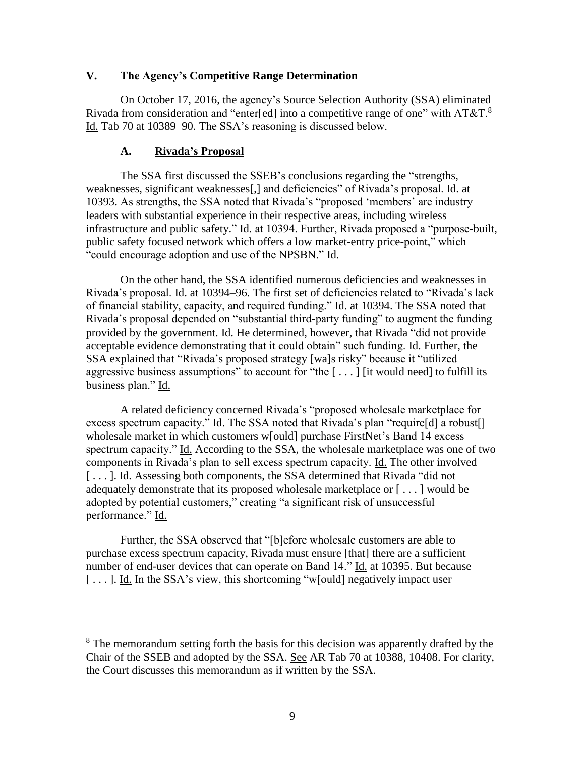## V. The Agency's Competitive Range Determination

On October 17, 2016, the agency's Source Selection Authority (SSA) eliminated Rivada from consideration and "enter[ed] into a competitive range of one" with AT&T.[8] Id. Tab 70 at 10389–90. The SSA's reasoning is discussed below.

### A. Rivada's Proposal

The SSA first discussed the SSEB's conclusions regarding the "strengths, weaknesses, significant weaknesses[,] and deficiencies" of Rivada's proposal. Id. at 10393. As strengths, the SSA noted that Rivada's "proposed 'members' are industry leaders with substantial experience in their respective areas, including wireless infrastructure and public safety." Id. at 10394. Further, Rivada proposed a "purpose-built, public safety focused network which offers a low market-entry price-point," which "could encourage adoption and use of the NPSBN." Id.

On the other hand, the SSA identified numerous deficiencies and weaknesses in Rivada's proposal. Id. at 10394–96. The first set of deficiencies related to "Rivada's lack of financial stability, capacity, and required funding." Id. at 10394. The SSA noted that Rivada's proposal depended on "substantial third-party funding" to augment the funding provided by the government. Id. He determined, however, that Rivada "did not provide acceptable evidence demonstrating that it could obtain" such funding. Id. Further, the SSA explained that "Rivada's proposed strategy [wa]s risky" because it "utilized aggressive business assumptions" to account for "the [ . . . ] [it would need] to fulfill its business plan." Id.

A related deficiency concerned Rivada's "proposed wholesale marketplace for excess spectrum capacity." Id. The SSA noted that Rivada's plan "require[d] a robust[] wholesale market in which customers w[ould] purchase FirstNet's Band 14 excess spectrum capacity." Id. According to the SSA, the wholesale marketplace was one of two components in Rivada's plan to sell excess spectrum capacity. Id. The other involved [ . . . ]. Id. Assessing both components, the SSA determined that Rivada "did not adequately demonstrate that its proposed wholesale marketplace or [ . . . ] would be adopted by potential customers," creating "a significant risk of unsuccessful performance." Id.

Further, the SSA observed that "[b]efore wholesale customers are able to purchase excess spectrum capacity, Rivada must ensure [that] there are a sufficient number of end-user devices that can operate on Band 14." Id. at 10395. But because [ . . . ]. Id. In the SSA's view, this shortcoming "w[ould] negatively impact user

[8] The memorandum setting forth the basis for this decision was apparently drafted by the Chair of the SSEB and adopted by the SSA. See AR Tab 70 at 10388, 10408. For clarity, the Court discusses this memorandum as if written by the SSA.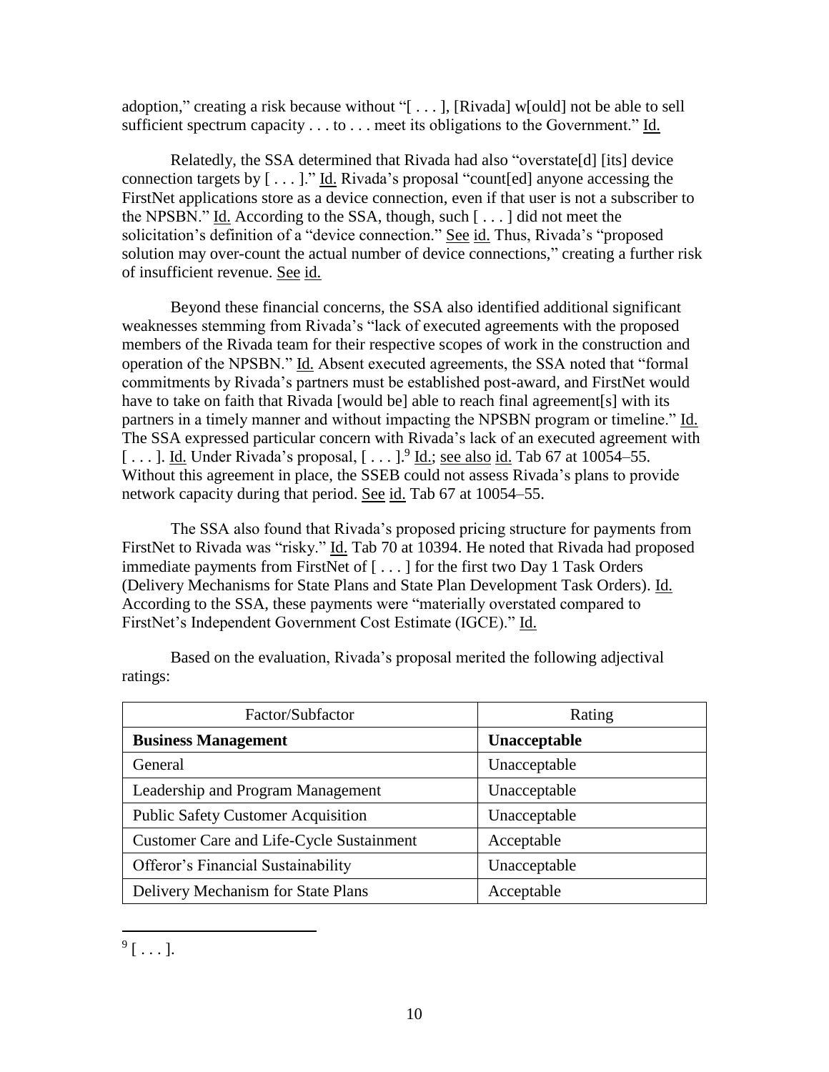adoption," creating a risk because without "[ . . . ], [Rivada] w[ould] not be able to sell sufficient spectrum capacity . . . to . . . meet its obligations to the Government." Id.

Relatedly, the SSA determined that Rivada had also "overstate[d] [its] device connection targets by [ . . . ]." Id. Rivada's proposal "count[ed] anyone accessing the FirstNet applications store as a device connection, even if that user is not a subscriber to the NPSBN." Id. According to the SSA, though, such [ . . . ] did not meet the solicitation's definition of a "device connection." See id. Thus, Rivada's "proposed solution may over-count the actual number of device connections," creating a further risk of insufficient revenue. See id.

Beyond these financial concerns, the SSA also identified additional significant weaknesses stemming from Rivada's "lack of executed agreements with the proposed members of the Rivada team for their respective scopes of work in the construction and operation of the NPSBN." Id. Absent executed agreements, the SSA noted that "formal commitments by Rivada's partners must be established post-award, and FirstNet would have to take on faith that Rivada [would be] able to reach final agreement[s] with its partners in a timely manner and without impacting the NPSBN program or timeline." Id. The SSA expressed particular concern with Rivada's lack of an executed agreement with [ . . . ]. Id. Under Rivada's proposal, [ . . . ].[9] Id.; see also id. Tab 67 at 10054–55. Without this agreement in place, the SSEB could not assess Rivada's plans to provide network capacity during that period. See id. Tab 67 at 10054–55.

The SSA also found that Rivada's proposed pricing structure for payments from FirstNet to Rivada was "risky." Id. Tab 70 at 10394. He noted that Rivada had proposed immediate payments from FirstNet of [ . . . ] for the first two Day 1 Task Orders (Delivery Mechanisms for State Plans and State Plan Development Task Orders). Id. According to the SSA, these payments were "materially overstated compared to FirstNet's Independent Government Cost Estimate (IGCE)." Id.

Based on the evaluation, Rivada's proposal merited the following adjectival ratings:

| Factor/Subfactor | Rating |
|---|---|
| **Business Management** | **Unacceptable** |
| General | Unacceptable |
| Leadership and Program Management | Unacceptable |
| Public Safety Customer Acquisition | Unacceptable |
| Customer Care and Life-Cycle Sustainment | Acceptable |
| Offeror's Financial Sustainability | Unacceptable |
| Delivery Mechanism for State Plans | Acceptable |

[9] [ . . . ].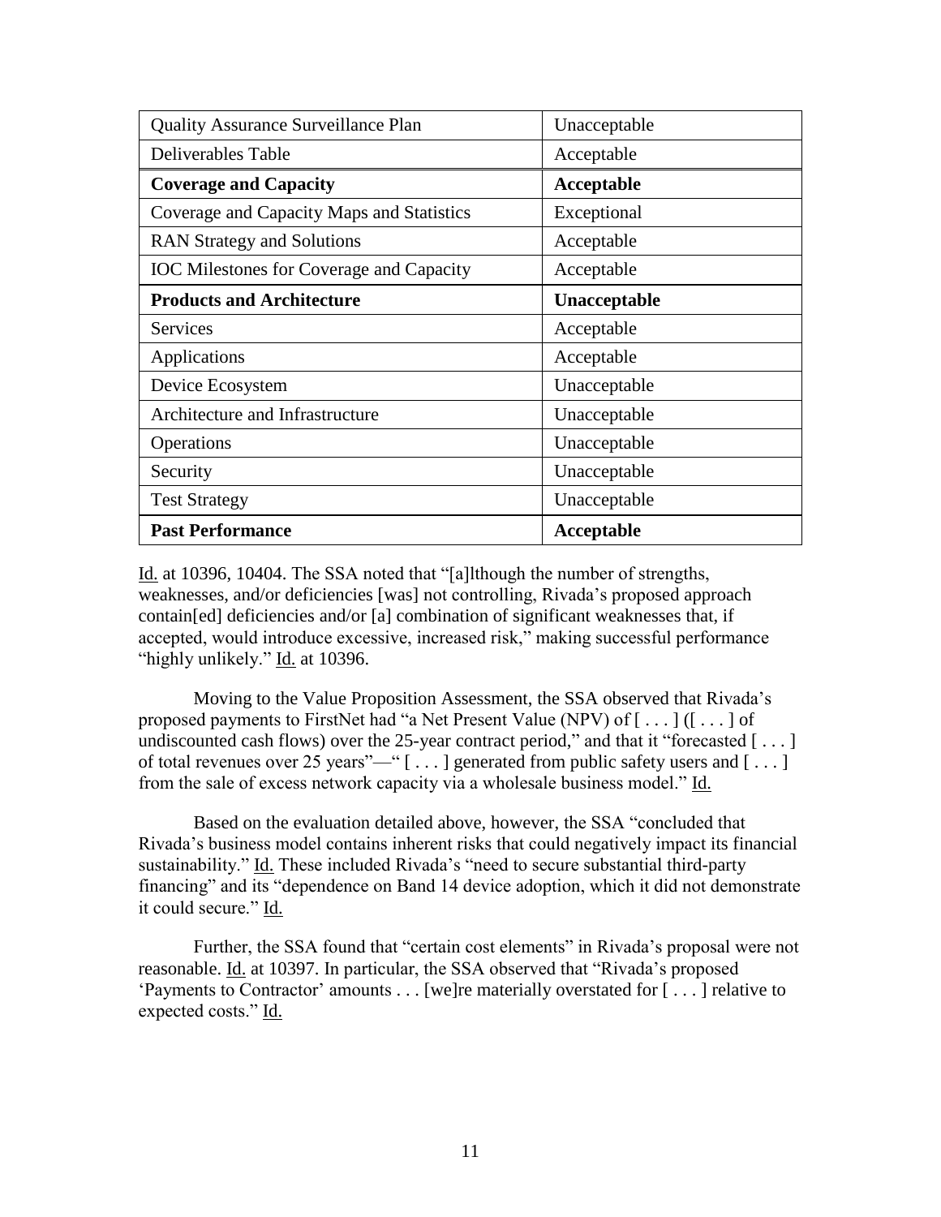| Quality Assurance Surveillance Plan | Unacceptable |
|---|---|
| Deliverables Table | Acceptable |
| **Coverage and Capacity** | **Acceptable** |
| Coverage and Capacity Maps and Statistics | Exceptional |
| RAN Strategy and Solutions | Acceptable |
| IOC Milestones for Coverage and Capacity | Acceptable |
| **Products and Architecture** | **Unacceptable** |
| Services | Acceptable |
| Applications | Acceptable |
| Device Ecosystem | Unacceptable |
| Architecture and Infrastructure | Unacceptable |
| Operations | Unacceptable |
| Security | Unacceptable |
| Test Strategy | Unacceptable |
| **Past Performance** | **Acceptable** |

Id. at 10396, 10404. The SSA noted that "[a]lthough the number of strengths, weaknesses, and/or deficiencies [was] not controlling, Rivada's proposed approach contain[ed] deficiencies and/or [a] combination of significant weaknesses that, if accepted, would introduce excessive, increased risk," making successful performance "highly unlikely." Id. at 10396.

Moving to the Value Proposition Assessment, the SSA observed that Rivada's proposed payments to FirstNet had "a Net Present Value (NPV) of [ . . . ] ([ . . . ] of undiscounted cash flows) over the 25-year contract period," and that it "forecasted [ . . . ] of total revenues over 25 years"—" [ . . . ] generated from public safety users and [ . . . ] from the sale of excess network capacity via a wholesale business model." Id.

Based on the evaluation detailed above, however, the SSA "concluded that Rivada's business model contains inherent risks that could negatively impact its financial sustainability." Id. These included Rivada's "need to secure substantial third-party financing" and its "dependence on Band 14 device adoption, which it did not demonstrate it could secure." Id.

Further, the SSA found that "certain cost elements" in Rivada's proposal were not reasonable. Id. at 10397. In particular, the SSA observed that "Rivada's proposed 'Payments to Contractor' amounts . . . [we]re materially overstated for [ . . . ] relative to expected costs." Id.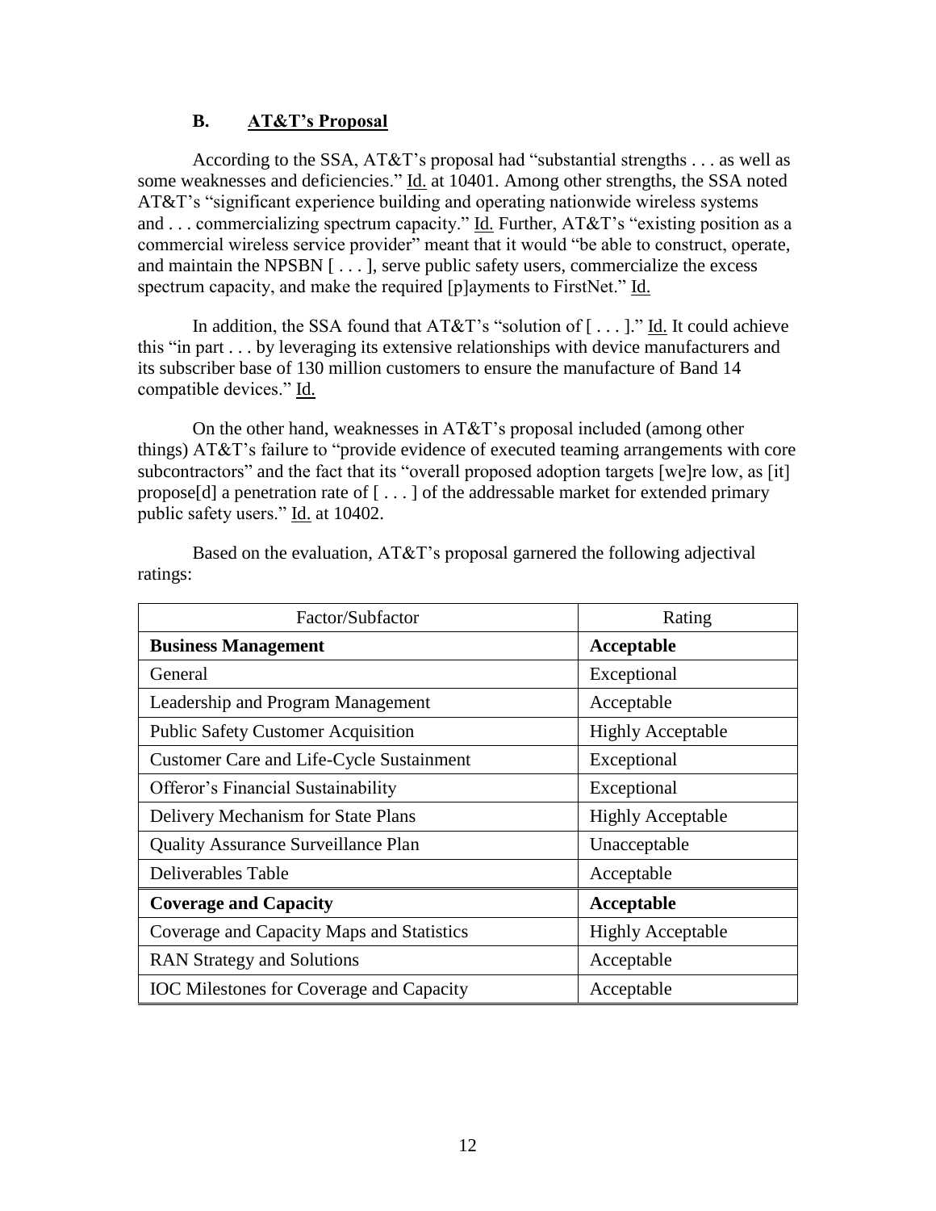### B. AT&T's Proposal

According to the SSA, AT&T's proposal had "substantial strengths . . . as well as some weaknesses and deficiencies." Id. at 10401. Among other strengths, the SSA noted AT&T's "significant experience building and operating nationwide wireless systems and . . . commercializing spectrum capacity." Id. Further, AT&T's "existing position as a commercial wireless service provider" meant that it would "be able to construct, operate, and maintain the NPSBN [ . . . ], serve public safety users, commercialize the excess spectrum capacity, and make the required [p]ayments to FirstNet." Id.

In addition, the SSA found that AT&T's "solution of [ . . . ]." Id. It could achieve this "in part . . . by leveraging its extensive relationships with device manufacturers and its subscriber base of 130 million customers to ensure the manufacture of Band 14 compatible devices." Id.

On the other hand, weaknesses in AT&T's proposal included (among other things) AT&T's failure to "provide evidence of executed teaming arrangements with core subcontractors" and the fact that its "overall proposed adoption targets [we]re low, as [it] propose[d] a penetration rate of [ . . . ] of the addressable market for extended primary public safety users." Id. at 10402.

Based on the evaluation, AT&T's proposal garnered the following adjectival ratings:

| Factor/Subfactor | Rating |
|---|---|
| **Business Management** | **Acceptable** |
| General | Exceptional |
| Leadership and Program Management | Acceptable |
| Public Safety Customer Acquisition | Highly Acceptable |
| Customer Care and Life-Cycle Sustainment | Exceptional |
| Offeror's Financial Sustainability | Exceptional |
| Delivery Mechanism for State Plans | Highly Acceptable |
| Quality Assurance Surveillance Plan | Unacceptable |
| Deliverables Table | Acceptable |
| **Coverage and Capacity** | **Acceptable** |
| Coverage and Capacity Maps and Statistics | Highly Acceptable |
| RAN Strategy and Solutions | Acceptable |
| IOC Milestones for Coverage and Capacity | Acceptable |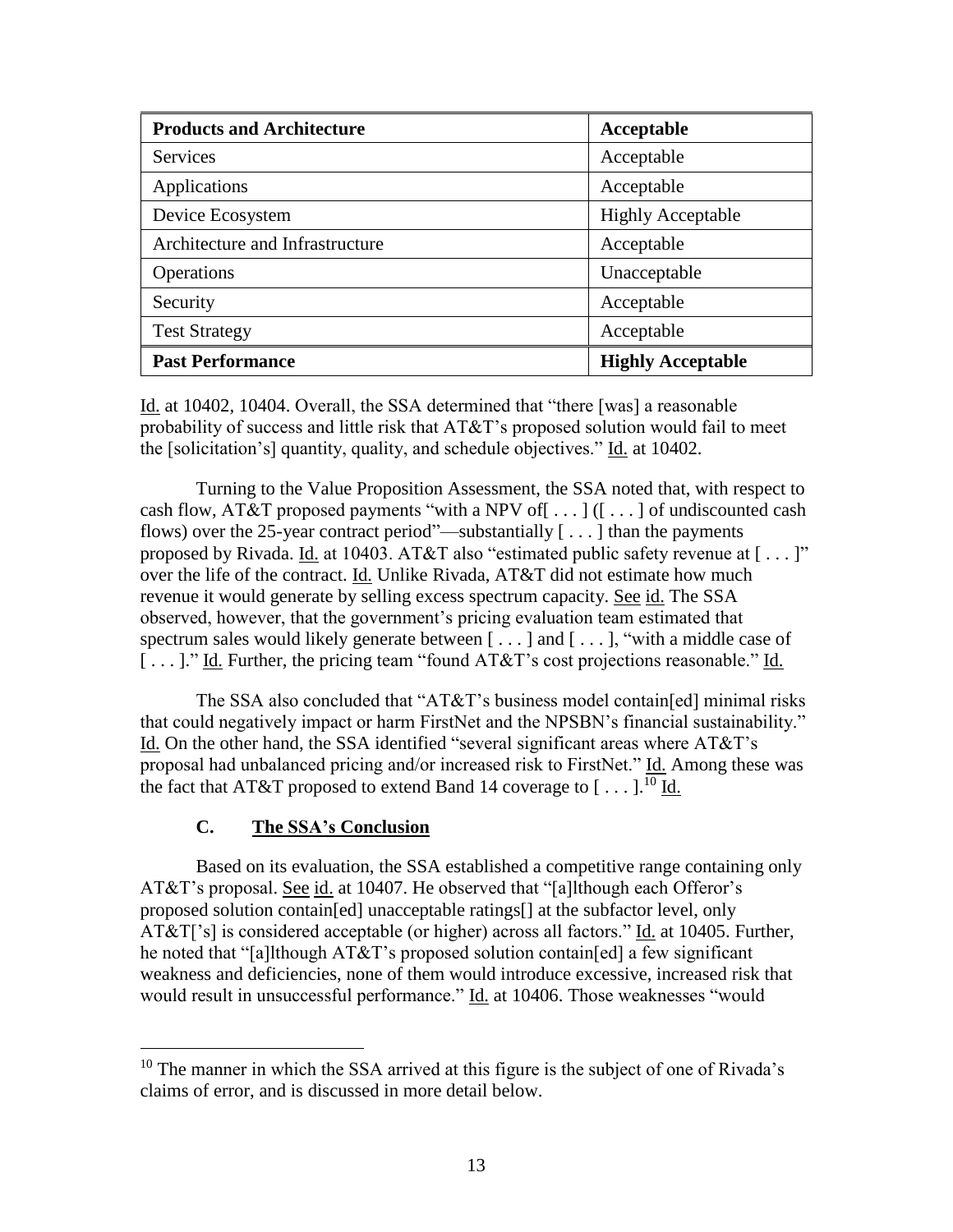| **Products and Architecture** | **Acceptable** |
|---|---|
| Services | Acceptable |
| Applications | Acceptable |
| Device Ecosystem | Highly Acceptable |
| Architecture and Infrastructure | Acceptable |
| Operations | Unacceptable |
| Security | Acceptable |
| Test Strategy | Acceptable |
| **Past Performance** | **Highly Acceptable** |

Id. at 10402, 10404. Overall, the SSA determined that "there [was] a reasonable probability of success and little risk that AT&T's proposed solution would fail to meet the [solicitation's] quantity, quality, and schedule objectives." Id. at 10402.

Turning to the Value Proposition Assessment, the SSA noted that, with respect to cash flow, AT&T proposed payments "with a NPV of[ . . . ] ([ . . . ] of undiscounted cash flows) over the 25-year contract period"—substantially [ . . . ] than the payments proposed by Rivada. Id. at 10403. AT&T also "estimated public safety revenue at [ . . . ]" over the life of the contract. Id. Unlike Rivada, AT&T did not estimate how much revenue it would generate by selling excess spectrum capacity. See id. The SSA observed, however, that the government's pricing evaluation team estimated that spectrum sales would likely generate between [ . . . ] and [ . . . ], "with a middle case of [ . . . ]." Id. Further, the pricing team "found AT&T's cost projections reasonable." Id.

The SSA also concluded that "AT&T's business model contain[ed] minimal risks that could negatively impact or harm FirstNet and the NPSBN's financial sustainability." Id. On the other hand, the SSA identified "several significant areas where AT&T's proposal had unbalanced pricing and/or increased risk to FirstNet." Id. Among these was the fact that AT&T proposed to extend Band 14 coverage to [ . . . ].[10] Id.

### C. The SSA's Conclusion

Based on its evaluation, the SSA established a competitive range containing only AT&T's proposal. See id. at 10407. He observed that "[a]lthough each Offeror's proposed solution contain[ed] unacceptable ratings[] at the subfactor level, only AT&T['s] is considered acceptable (or higher) across all factors." Id. at 10405. Further, he noted that "[a]lthough AT&T's proposed solution contain[ed] a few significant weakness and deficiencies, none of them would introduce excessive, increased risk that would result in unsuccessful performance." Id. at 10406. Those weaknesses "would

[10] The manner in which the SSA arrived at this figure is the subject of one of Rivada's claims of error, and is discussed in more detail below.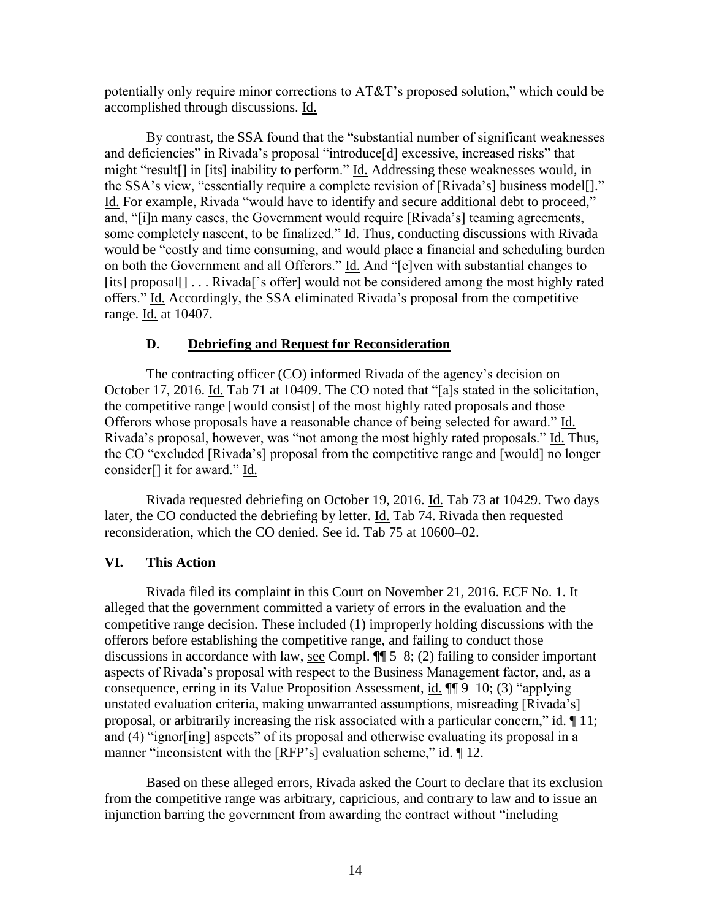potentially only require minor corrections to AT&T's proposed solution," which could be accomplished through discussions. Id.

By contrast, the SSA found that the "substantial number of significant weaknesses and deficiencies" in Rivada's proposal "introduce[d] excessive, increased risks" that might "result[] in [its] inability to perform." Id. Addressing these weaknesses would, in the SSA's view, "essentially require a complete revision of [Rivada's] business model[]." Id. For example, Rivada "would have to identify and secure additional debt to proceed," and, "[i]n many cases, the Government would require [Rivada's] teaming agreements, some completely nascent, to be finalized." Id. Thus, conducting discussions with Rivada would be "costly and time consuming, and would place a financial and scheduling burden on both the Government and all Offerors." Id. And "[e]ven with substantial changes to [its] proposal[] . . . Rivada['s offer] would not be considered among the most highly rated offers." Id. Accordingly, the SSA eliminated Rivada's proposal from the competitive range. Id. at 10407.

### D. Debriefing and Request for Reconsideration

The contracting officer (CO) informed Rivada of the agency's decision on October 17, 2016. Id. Tab 71 at 10409. The CO noted that "[a]s stated in the solicitation, the competitive range [would consist] of the most highly rated proposals and those Offerors whose proposals have a reasonable chance of being selected for award." Id. Rivada's proposal, however, was "not among the most highly rated proposals." Id. Thus, the CO "excluded [Rivada's] proposal from the competitive range and [would] no longer consider[] it for award." Id.

Rivada requested debriefing on October 19, 2016. Id. Tab 73 at 10429. Two days later, the CO conducted the debriefing by letter. Id. Tab 74. Rivada then requested reconsideration, which the CO denied. See id. Tab 75 at 10600–02.

## VI. This Action

Rivada filed its complaint in this Court on November 21, 2016. ECF No. 1. It alleged that the government committed a variety of errors in the evaluation and the competitive range decision. These included (1) improperly holding discussions with the offerors before establishing the competitive range, and failing to conduct those discussions in accordance with law, see Compl. ¶¶ 5–8; (2) failing to consider important aspects of Rivada's proposal with respect to the Business Management factor, and, as a consequence, erring in its Value Proposition Assessment, id. ¶¶ 9–10; (3) "applying unstated evaluation criteria, making unwarranted assumptions, misreading [Rivada's] proposal, or arbitrarily increasing the risk associated with a particular concern," id. ¶ 11; and (4) "ignor[ing] aspects" of its proposal and otherwise evaluating its proposal in a manner "inconsistent with the [RFP's] evaluation scheme," id. ¶ 12.

Based on these alleged errors, Rivada asked the Court to declare that its exclusion from the competitive range was arbitrary, capricious, and contrary to law and to issue an injunction barring the government from awarding the contract without "including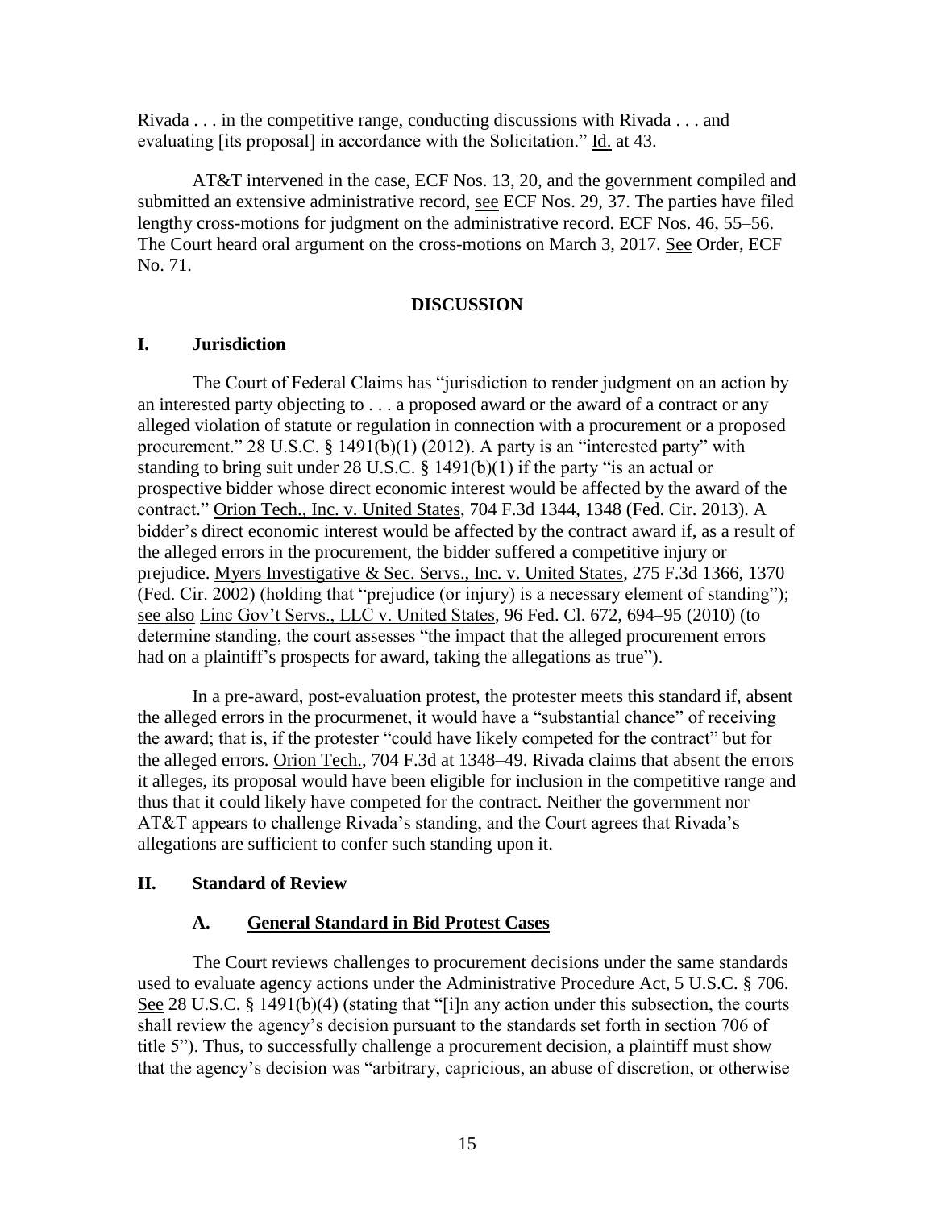Rivada . . . in the competitive range, conducting discussions with Rivada . . . and evaluating [its proposal] in accordance with the Solicitation." Id. at 43.

AT&T intervened in the case, ECF Nos. 13, 20, and the government compiled and submitted an extensive administrative record, see ECF Nos. 29, 37. The parties have filed lengthy cross-motions for judgment on the administrative record. ECF Nos. 46, 55–56. The Court heard oral argument on the cross-motions on March 3, 2017. See Order, ECF No. 71.

## DISCUSSION

### I. Jurisdiction

The Court of Federal Claims has "jurisdiction to render judgment on an action by an interested party objecting to . . . a proposed award or the award of a contract or any alleged violation of statute or regulation in connection with a procurement or a proposed procurement." 28 U.S.C. § 1491(b)(1) (2012). A party is an "interested party" with standing to bring suit under 28 U.S.C. § 1491(b)(1) if the party "is an actual or prospective bidder whose direct economic interest would be affected by the award of the contract." Orion Tech., Inc. v. United States, 704 F.3d 1344, 1348 (Fed. Cir. 2013). A bidder's direct economic interest would be affected by the contract award if, as a result of the alleged errors in the procurement, the bidder suffered a competitive injury or prejudice. Myers Investigative & Sec. Servs., Inc. v. United States, 275 F.3d 1366, 1370 (Fed. Cir. 2002) (holding that "prejudice (or injury) is a necessary element of standing"); see also Linc Gov't Servs., LLC v. United States, 96 Fed. Cl. 672, 694–95 (2010) (to determine standing, the court assesses "the impact that the alleged procurement errors had on a plaintiff's prospects for award, taking the allegations as true").

In a pre-award, post-evaluation protest, the protester meets this standard if, absent the alleged errors in the procurmenet, it would have a "substantial chance" of receiving the award; that is, if the protester "could have likely competed for the contract" but for the alleged errors. Orion Tech., 704 F.3d at 1348–49. Rivada claims that absent the errors it alleges, its proposal would have been eligible for inclusion in the competitive range and thus that it could likely have competed for the contract. Neither the government nor AT&T appears to challenge Rivada's standing, and the Court agrees that Rivada's allegations are sufficient to confer such standing upon it.

### II. Standard of Review

#### A. General Standard in Bid Protest Cases

The Court reviews challenges to procurement decisions under the same standards used to evaluate agency actions under the Administrative Procedure Act, 5 U.S.C. § 706. See 28 U.S.C. § 1491(b)(4) (stating that "[i]n any action under this subsection, the courts shall review the agency's decision pursuant to the standards set forth in section 706 of title 5"). Thus, to successfully challenge a procurement decision, a plaintiff must show that the agency's decision was "arbitrary, capricious, an abuse of discretion, or otherwise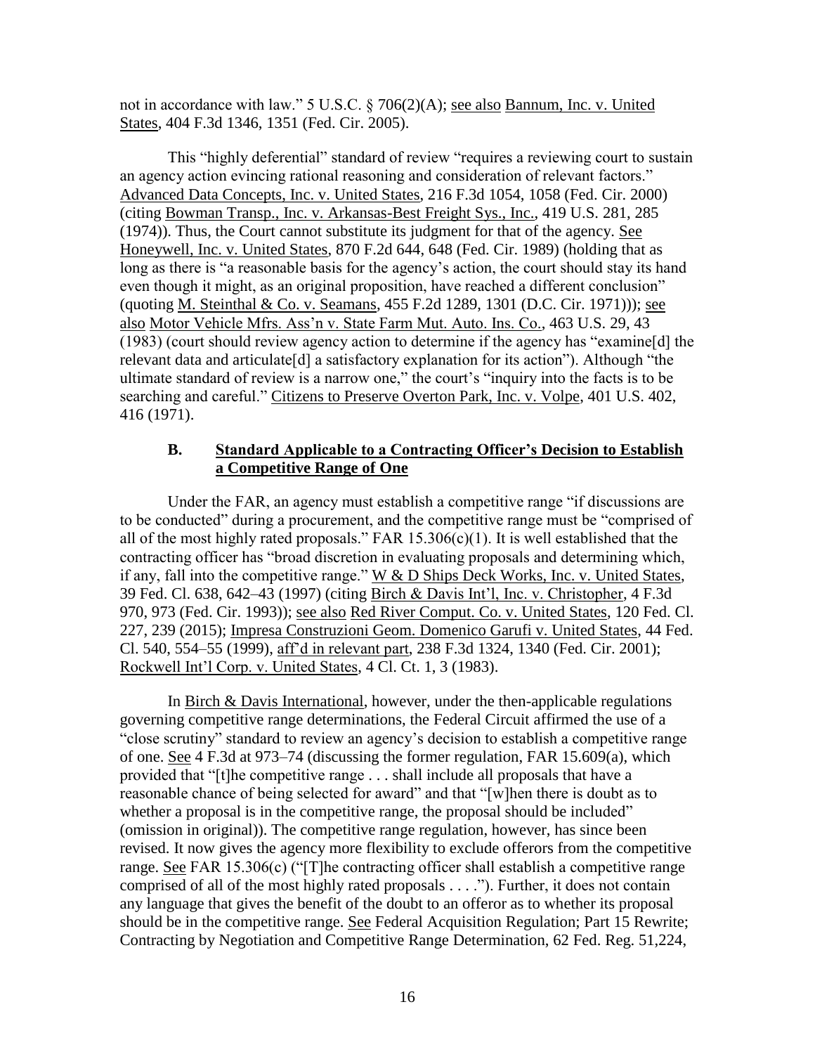not in accordance with law." 5 U.S.C. § 706(2)(A); see also Bannum, Inc. v. United States, 404 F.3d 1346, 1351 (Fed. Cir. 2005).

This "highly deferential" standard of review "requires a reviewing court to sustain an agency action evincing rational reasoning and consideration of relevant factors." Advanced Data Concepts, Inc. v. United States, 216 F.3d 1054, 1058 (Fed. Cir. 2000) (citing Bowman Transp., Inc. v. Arkansas-Best Freight Sys., Inc., 419 U.S. 281, 285 (1974)). Thus, the Court cannot substitute its judgment for that of the agency. See Honeywell, Inc. v. United States, 870 F.2d 644, 648 (Fed. Cir. 1989) (holding that as long as there is "a reasonable basis for the agency's action, the court should stay its hand even though it might, as an original proposition, have reached a different conclusion" (quoting M. Steinthal & Co. v. Seamans, 455 F.2d 1289, 1301 (D.C. Cir. 1971))); see also Motor Vehicle Mfrs. Ass'n v. State Farm Mut. Auto. Ins. Co., 463 U.S. 29, 43 (1983) (court should review agency action to determine if the agency has "examine[d] the relevant data and articulate[d] a satisfactory explanation for its action"). Although "the ultimate standard of review is a narrow one," the court's "inquiry into the facts is to be searching and careful." Citizens to Preserve Overton Park, Inc. v. Volpe, 401 U.S. 402, 416 (1971).

### B. Standard Applicable to a Contracting Officer's Decision to Establish a Competitive Range of One

Under the FAR, an agency must establish a competitive range "if discussions are to be conducted" during a procurement, and the competitive range must be "comprised of all of the most highly rated proposals." FAR 15.306(c)(1). It is well established that the contracting officer has "broad discretion in evaluating proposals and determining which, if any, fall into the competitive range." W & D Ships Deck Works, Inc. v. United States, 39 Fed. Cl. 638, 642–43 (1997) (citing Birch & Davis Int'l, Inc. v. Christopher, 4 F.3d 970, 973 (Fed. Cir. 1993)); see also Red River Comput. Co. v. United States, 120 Fed. Cl. 227, 239 (2015); Impresa Construzioni Geom. Domenico Garufi v. United States, 44 Fed. Cl. 540, 554–55 (1999), aff'd in relevant part, 238 F.3d 1324, 1340 (Fed. Cir. 2001); Rockwell Int'l Corp. v. United States, 4 Cl. Ct. 1, 3 (1983).

In Birch & Davis International, however, under the then-applicable regulations governing competitive range determinations, the Federal Circuit affirmed the use of a "close scrutiny" standard to review an agency's decision to establish a competitive range of one. See 4 F.3d at 973–74 (discussing the former regulation, FAR 15.609(a), which provided that "[t]he competitive range . . . shall include all proposals that have a reasonable chance of being selected for award" and that "[w]hen there is doubt as to whether a proposal is in the competitive range, the proposal should be included" (omission in original)). The competitive range regulation, however, has since been revised. It now gives the agency more flexibility to exclude offerors from the competitive range. See FAR 15.306(c) ("[T]he contracting officer shall establish a competitive range comprised of all of the most highly rated proposals . . . ."). Further, it does not contain any language that gives the benefit of the doubt to an offeror as to whether its proposal should be in the competitive range. See Federal Acquisition Regulation; Part 15 Rewrite; Contracting by Negotiation and Competitive Range Determination, 62 Fed. Reg. 51,224,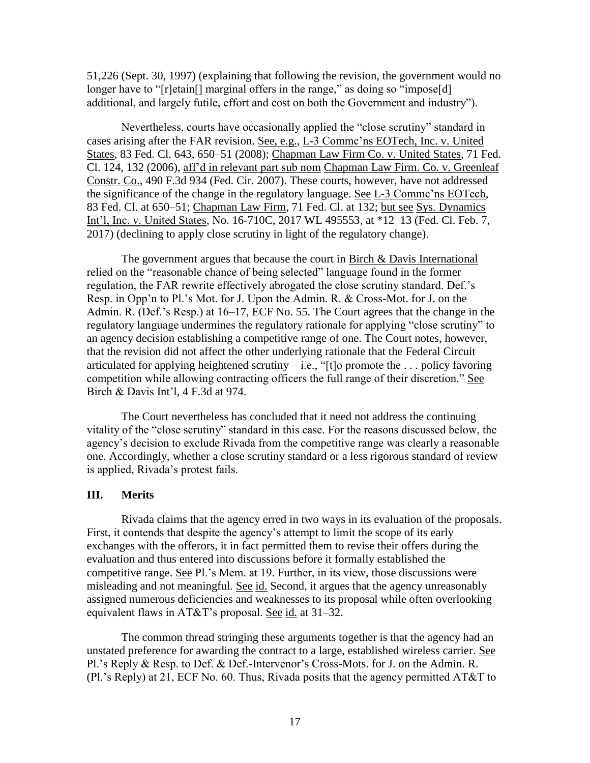51,226 (Sept. 30, 1997) (explaining that following the revision, the government would no longer have to "[r]etain[] marginal offers in the range," as doing so "impose[d] additional, and largely futile, effort and cost on both the Government and industry").

Nevertheless, courts have occasionally applied the "close scrutiny" standard in cases arising after the FAR revision. See, e.g., L-3 Commc'ns EOTech, Inc. v. United States, 83 Fed. Cl. 643, 650–51 (2008); Chapman Law Firm Co. v. United States, 71 Fed. Cl. 124, 132 (2006), aff'd in relevant part sub nom Chapman Law Firm. Co. v. Greenleaf Constr. Co., 490 F.3d 934 (Fed. Cir. 2007). These courts, however, have not addressed the significance of the change in the regulatory language. See L-3 Commc'ns EOTech, 83 Fed. Cl. at 650–51; Chapman Law Firm, 71 Fed. Cl. at 132; but see Sys. Dynamics Int'l, Inc. v. United States, No. 16-710C, 2017 WL 495553, at *12–13 (Fed. Cl. Feb. 7, 2017) (declining to apply close scrutiny in light of the regulatory change).

The government argues that because the court in Birch & Davis International relied on the "reasonable chance of being selected" language found in the former regulation, the FAR rewrite effectively abrogated the close scrutiny standard. Def.'s Resp. in Opp'n to Pl.'s Mot. for J. Upon the Admin. R. & Cross-Mot. for J. on the Admin. R. (Def.'s Resp.) at 16–17, ECF No. 55. The Court agrees that the change in the regulatory language undermines the regulatory rationale for applying "close scrutiny" to an agency decision establishing a competitive range of one. The Court notes, however, that the revision did not affect the other underlying rationale that the Federal Circuit articulated for applying heightened scrutiny—i.e., "[t]o promote the . . . policy favoring competition while allowing contracting officers the full range of their discretion." See Birch & Davis Int'l, 4 F.3d at 974.

The Court nevertheless has concluded that it need not address the continuing vitality of the "close scrutiny" standard in this case. For the reasons discussed below, the agency's decision to exclude Rivada from the competitive range was clearly a reasonable one. Accordingly, whether a close scrutiny standard or a less rigorous standard of review is applied, Rivada's protest fails.

### III. Merits

Rivada claims that the agency erred in two ways in its evaluation of the proposals. First, it contends that despite the agency's attempt to limit the scope of its early exchanges with the offerors, it in fact permitted them to revise their offers during the evaluation and thus entered into discussions before it formally established the competitive range. See Pl.'s Mem. at 19. Further, in its view, those discussions were misleading and not meaningful. See id. Second, it argues that the agency unreasonably assigned numerous deficiencies and weaknesses to its proposal while often overlooking equivalent flaws in AT&T's proposal. See id. at 31–32.

The common thread stringing these arguments together is that the agency had an unstated preference for awarding the contract to a large, established wireless carrier. See Pl.'s Reply & Resp. to Def. & Def.-Intervenor's Cross-Mots. for J. on the Admin. R. (Pl.'s Reply) at 21, ECF No. 60. Thus, Rivada posits that the agency permitted AT&T to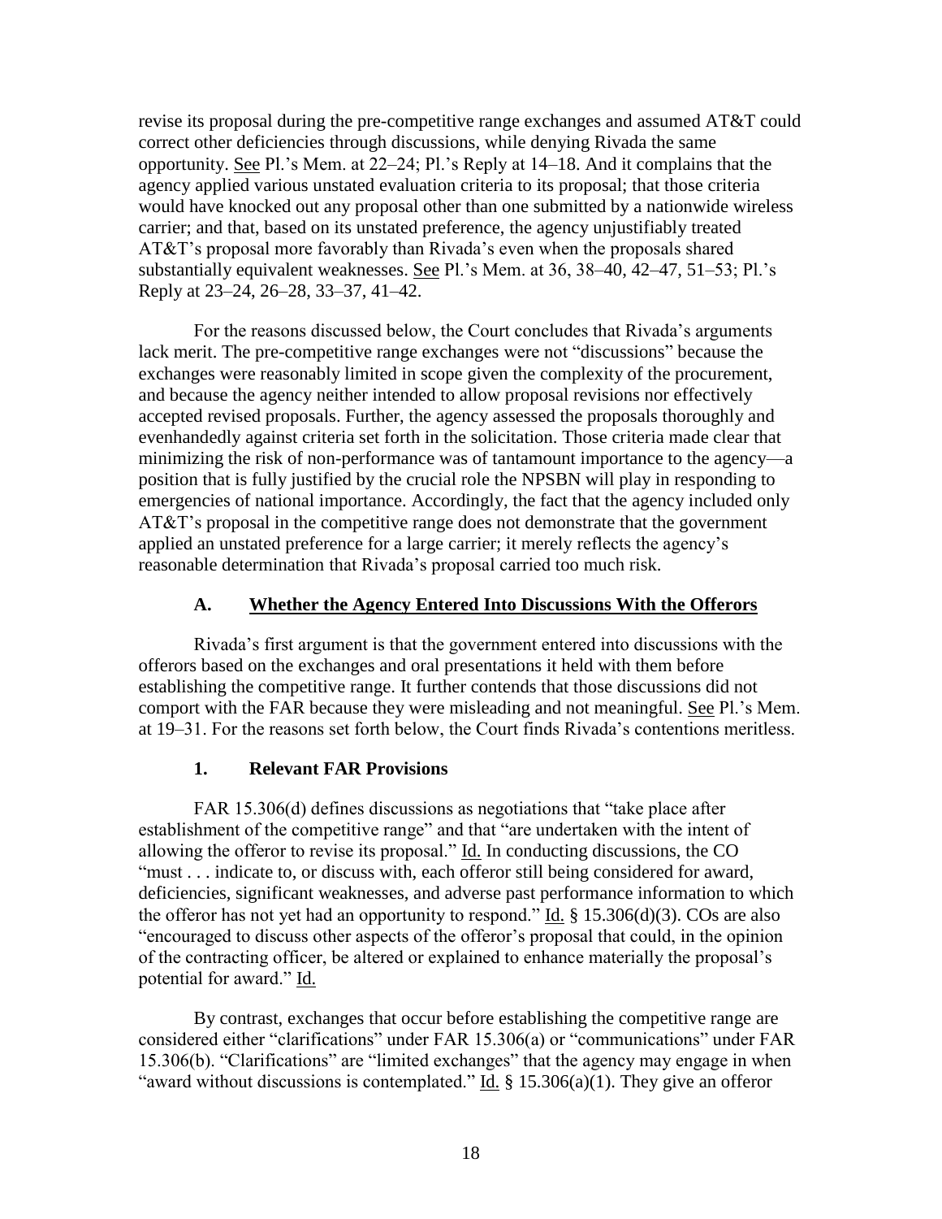revise its proposal during the pre-competitive range exchanges and assumed AT&T could correct other deficiencies through discussions, while denying Rivada the same opportunity. See Pl.'s Mem. at 22–24; Pl.'s Reply at 14–18. And it complains that the agency applied various unstated evaluation criteria to its proposal; that those criteria would have knocked out any proposal other than one submitted by a nationwide wireless carrier; and that, based on its unstated preference, the agency unjustifiably treated AT&T's proposal more favorably than Rivada's even when the proposals shared substantially equivalent weaknesses. See Pl.'s Mem. at 36, 38–40, 42–47, 51–53; Pl.'s Reply at 23–24, 26–28, 33–37, 41–42.

For the reasons discussed below, the Court concludes that Rivada's arguments lack merit. The pre-competitive range exchanges were not "discussions" because the exchanges were reasonably limited in scope given the complexity of the procurement, and because the agency neither intended to allow proposal revisions nor effectively accepted revised proposals. Further, the agency assessed the proposals thoroughly and evenhandedly against criteria set forth in the solicitation. Those criteria made clear that minimizing the risk of non-performance was of tantamount importance to the agency—a position that is fully justified by the crucial role the NPSBN will play in responding to emergencies of national importance. Accordingly, the fact that the agency included only AT&T's proposal in the competitive range does not demonstrate that the government applied an unstated preference for a large carrier; it merely reflects the agency's reasonable determination that Rivada's proposal carried too much risk.

### A. Whether the Agency Entered Into Discussions With the Offerors

Rivada's first argument is that the government entered into discussions with the offerors based on the exchanges and oral presentations it held with them before establishing the competitive range. It further contends that those discussions did not comport with the FAR because they were misleading and not meaningful. See Pl.'s Mem. at 19–31. For the reasons set forth below, the Court finds Rivada's contentions meritless.

#### 1. Relevant FAR Provisions

FAR 15.306(d) defines discussions as negotiations that "take place after establishment of the competitive range" and that "are undertaken with the intent of allowing the offeror to revise its proposal." Id. In conducting discussions, the CO "must . . . indicate to, or discuss with, each offeror still being considered for award, deficiencies, significant weaknesses, and adverse past performance information to which the offeror has not yet had an opportunity to respond." Id. § 15.306(d)(3). COs are also "encouraged to discuss other aspects of the offeror's proposal that could, in the opinion of the contracting officer, be altered or explained to enhance materially the proposal's potential for award." Id.

By contrast, exchanges that occur before establishing the competitive range are considered either "clarifications" under FAR 15.306(a) or "communications" under FAR 15.306(b). "Clarifications" are "limited exchanges" that the agency may engage in when "award without discussions is contemplated." Id. § 15.306(a)(1). They give an offeror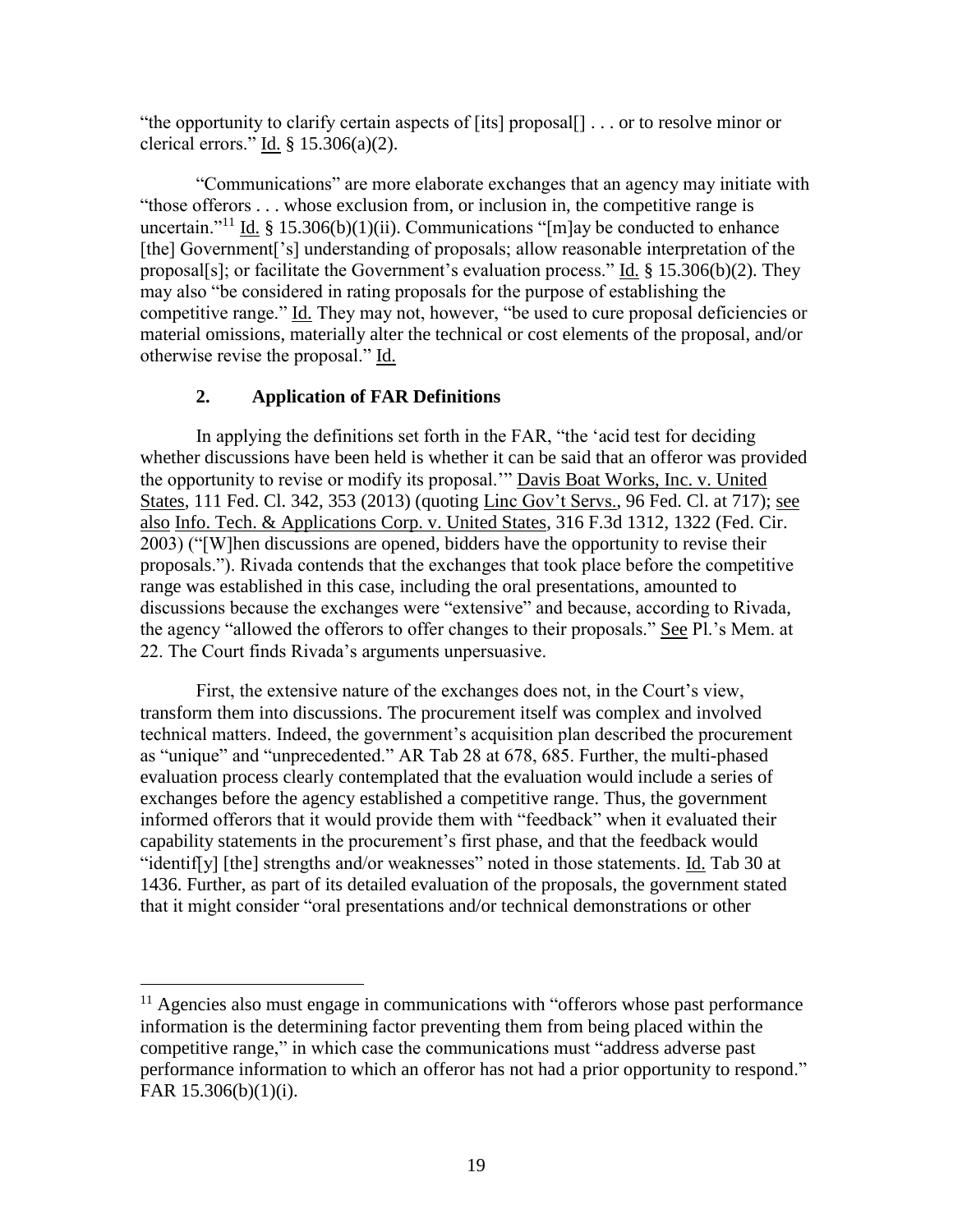"the opportunity to clarify certain aspects of [its] proposal[] . . . or to resolve minor or clerical errors." Id. § 15.306(a)(2).

"Communications" are more elaborate exchanges that an agency may initiate with "those offerors . . . whose exclusion from, or inclusion in, the competitive range is uncertain."[11] Id. § 15.306(b)(1)(ii). Communications "[m]ay be conducted to enhance [the] Government['s] understanding of proposals; allow reasonable interpretation of the proposal[s]; or facilitate the Government's evaluation process." Id. § 15.306(b)(2). They may also "be considered in rating proposals for the purpose of establishing the competitive range." Id. They may not, however, "be used to cure proposal deficiencies or material omissions, materially alter the technical or cost elements of the proposal, and/or otherwise revise the proposal." Id.

### 2. Application of FAR Definitions

In applying the definitions set forth in the FAR, "the 'acid test for deciding whether discussions have been held is whether it can be said that an offeror was provided the opportunity to revise or modify its proposal.'" Davis Boat Works, Inc. v. United States, 111 Fed. Cl. 342, 353 (2013) (quoting Linc Gov't Servs., 96 Fed. Cl. at 717); see also Info. Tech. & Applications Corp. v. United States, 316 F.3d 1312, 1322 (Fed. Cir. 2003) ("[W]hen discussions are opened, bidders have the opportunity to revise their proposals."). Rivada contends that the exchanges that took place before the competitive range was established in this case, including the oral presentations, amounted to discussions because the exchanges were "extensive" and because, according to Rivada, the agency "allowed the offerors to offer changes to their proposals." See Pl.'s Mem. at 22. The Court finds Rivada's arguments unpersuasive.

First, the extensive nature of the exchanges does not, in the Court's view, transform them into discussions. The procurement itself was complex and involved technical matters. Indeed, the government's acquisition plan described the procurement as "unique" and "unprecedented." AR Tab 28 at 678, 685. Further, the multi-phased evaluation process clearly contemplated that the evaluation would include a series of exchanges before the agency established a competitive range. Thus, the government informed offerors that it would provide them with "feedback" when it evaluated their capability statements in the procurement's first phase, and that the feedback would "identif[y] [the] strengths and/or weaknesses" noted in those statements. Id. Tab 30 at 1436. Further, as part of its detailed evaluation of the proposals, the government stated that it might consider "oral presentations and/or technical demonstrations or other

---

[11] Agencies also must engage in communications with "offerors whose past performance information is the determining factor preventing them from being placed within the competitive range," in which case the communications must "address adverse past performance information to which an offeror has not had a prior opportunity to respond." FAR 15.306(b)(1)(i).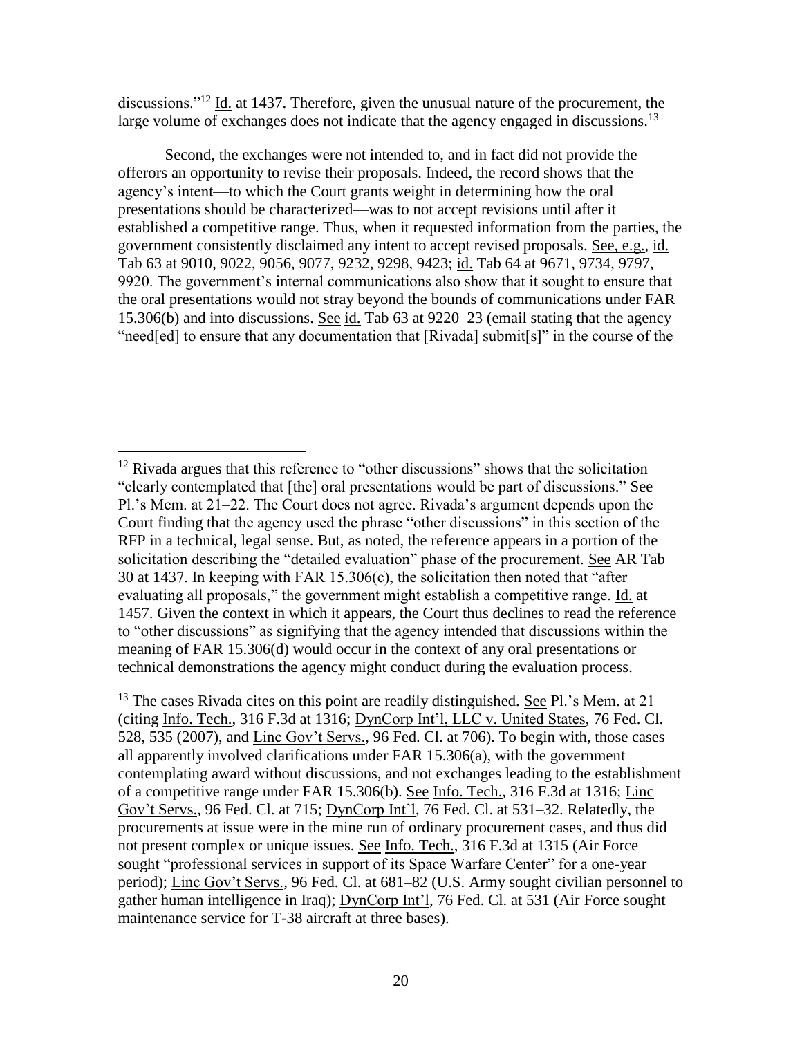discussions."[12] Id. at 1437. Therefore, given the unusual nature of the procurement, the large volume of exchanges does not indicate that the agency engaged in discussions.[13]

Second, the exchanges were not intended to, and in fact did not provide the offerors an opportunity to revise their proposals. Indeed, the record shows that the agency's intent—to which the Court grants weight in determining how the oral presentations should be characterized—was to not accept revisions until after it established a competitive range. Thus, when it requested information from the parties, the government consistently disclaimed any intent to accept revised proposals. See, e.g., id. Tab 63 at 9010, 9022, 9056, 9077, 9232, 9298, 9423; id. Tab 64 at 9671, 9734, 9797, 9920. The government's internal communications also show that it sought to ensure that the oral presentations would not stray beyond the bounds of communications under FAR 15.306(b) and into discussions. See id. Tab 63 at 9220–23 (email stating that the agency "need[ed] to ensure that any documentation that [Rivada] submit[s]" in the course of the

---

[12] Rivada argues that this reference to "other discussions" shows that the solicitation "clearly contemplated that [the] oral presentations would be part of discussions." See Pl.'s Mem. at 21–22. The Court does not agree. Rivada's argument depends upon the Court finding that the agency used the phrase "other discussions" in this section of the RFP in a technical, legal sense. But, as noted, the reference appears in a portion of the solicitation describing the "detailed evaluation" phase of the procurement. See AR Tab 30 at 1437. In keeping with FAR 15.306(c), the solicitation then noted that "after evaluating all proposals," the government might establish a competitive range. Id. at 1457. Given the context in which it appears, the Court thus declines to read the reference to "other discussions" as signifying that the agency intended that discussions within the meaning of FAR 15.306(d) would occur in the context of any oral presentations or technical demonstrations the agency might conduct during the evaluation process.

[13] The cases Rivada cites on this point are readily distinguished. See Pl.'s Mem. at 21 (citing Info. Tech., 316 F.3d at 1316; DynCorp Int'l, LLC v. United States, 76 Fed. Cl. 528, 535 (2007), and Linc Gov't Servs., 96 Fed. Cl. at 706). To begin with, those cases all apparently involved clarifications under FAR 15.306(a), with the government contemplating award without discussions, and not exchanges leading to the establishment of a competitive range under FAR 15.306(b). See Info. Tech., 316 F.3d at 1316; Linc Gov't Servs., 96 Fed. Cl. at 715; DynCorp Int'l, 76 Fed. Cl. at 531–32. Relatedly, the procurements at issue were in the mine run of ordinary procurement cases, and thus did not present complex or unique issues. See Info. Tech., 316 F.3d at 1315 (Air Force sought "professional services in support of its Space Warfare Center" for a one-year period); Linc Gov't Servs., 96 Fed. Cl. at 681–82 (U.S. Army sought civilian personnel to gather human intelligence in Iraq); DynCorp Int'l, 76 Fed. Cl. at 531 (Air Force sought maintenance service for T-38 aircraft at three bases).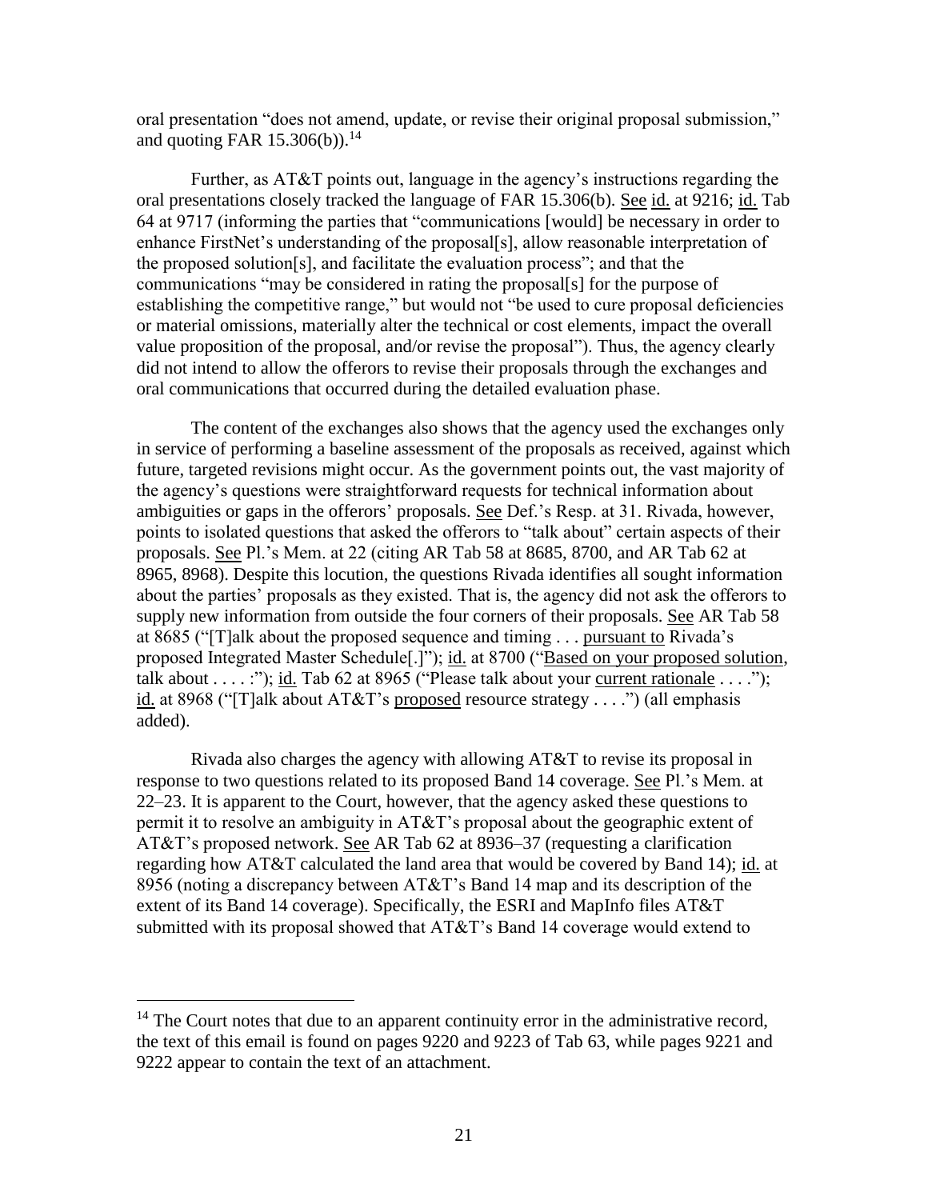oral presentation "does not amend, update, or revise their original proposal submission," and quoting FAR 15.306(b)).[14]

Further, as AT&T points out, language in the agency's instructions regarding the oral presentations closely tracked the language of FAR 15.306(b). See id. at 9216; id. Tab 64 at 9717 (informing the parties that "communications [would] be necessary in order to enhance FirstNet's understanding of the proposal[s], allow reasonable interpretation of the proposed solution[s], and facilitate the evaluation process"; and that the communications "may be considered in rating the proposal[s] for the purpose of establishing the competitive range," but would not "be used to cure proposal deficiencies or material omissions, materially alter the technical or cost elements, impact the overall value proposition of the proposal, and/or revise the proposal"). Thus, the agency clearly did not intend to allow the offerors to revise their proposals through the exchanges and oral communications that occurred during the detailed evaluation phase.

The content of the exchanges also shows that the agency used the exchanges only in service of performing a baseline assessment of the proposals as received, against which future, targeted revisions might occur. As the government points out, the vast majority of the agency's questions were straightforward requests for technical information about ambiguities or gaps in the offerors' proposals. See Def.'s Resp. at 31. Rivada, however, points to isolated questions that asked the offerors to "talk about" certain aspects of their proposals. See Pl.'s Mem. at 22 (citing AR Tab 58 at 8685, 8700, and AR Tab 62 at 8965, 8968). Despite this locution, the questions Rivada identifies all sought information about the parties' proposals as they existed. That is, the agency did not ask the offerors to supply new information from outside the four corners of their proposals. See AR Tab 58 at 8685 ("[T]alk about the proposed sequence and timing . . . pursuant to Rivada's proposed Integrated Master Schedule[.]"); id. at 8700 ("Based on your proposed solution, talk about . . . . :"); id. Tab 62 at 8965 ("Please talk about your current rationale . . . ."); id. at 8968 ("[T]alk about AT&T's proposed resource strategy . . . .") (all emphasis added).

Rivada also charges the agency with allowing AT&T to revise its proposal in response to two questions related to its proposed Band 14 coverage. See Pl.'s Mem. at 22–23. It is apparent to the Court, however, that the agency asked these questions to permit it to resolve an ambiguity in AT&T's proposal about the geographic extent of AT&T's proposed network. See AR Tab 62 at 8936–37 (requesting a clarification regarding how AT&T calculated the land area that would be covered by Band 14); id. at 8956 (noting a discrepancy between AT&T's Band 14 map and its description of the extent of its Band 14 coverage). Specifically, the ESRI and MapInfo files AT&T submitted with its proposal showed that AT&T's Band 14 coverage would extend to

---

[14] The Court notes that due to an apparent continuity error in the administrative record, the text of this email is found on pages 9220 and 9223 of Tab 63, while pages 9221 and 9222 appear to contain the text of an attachment.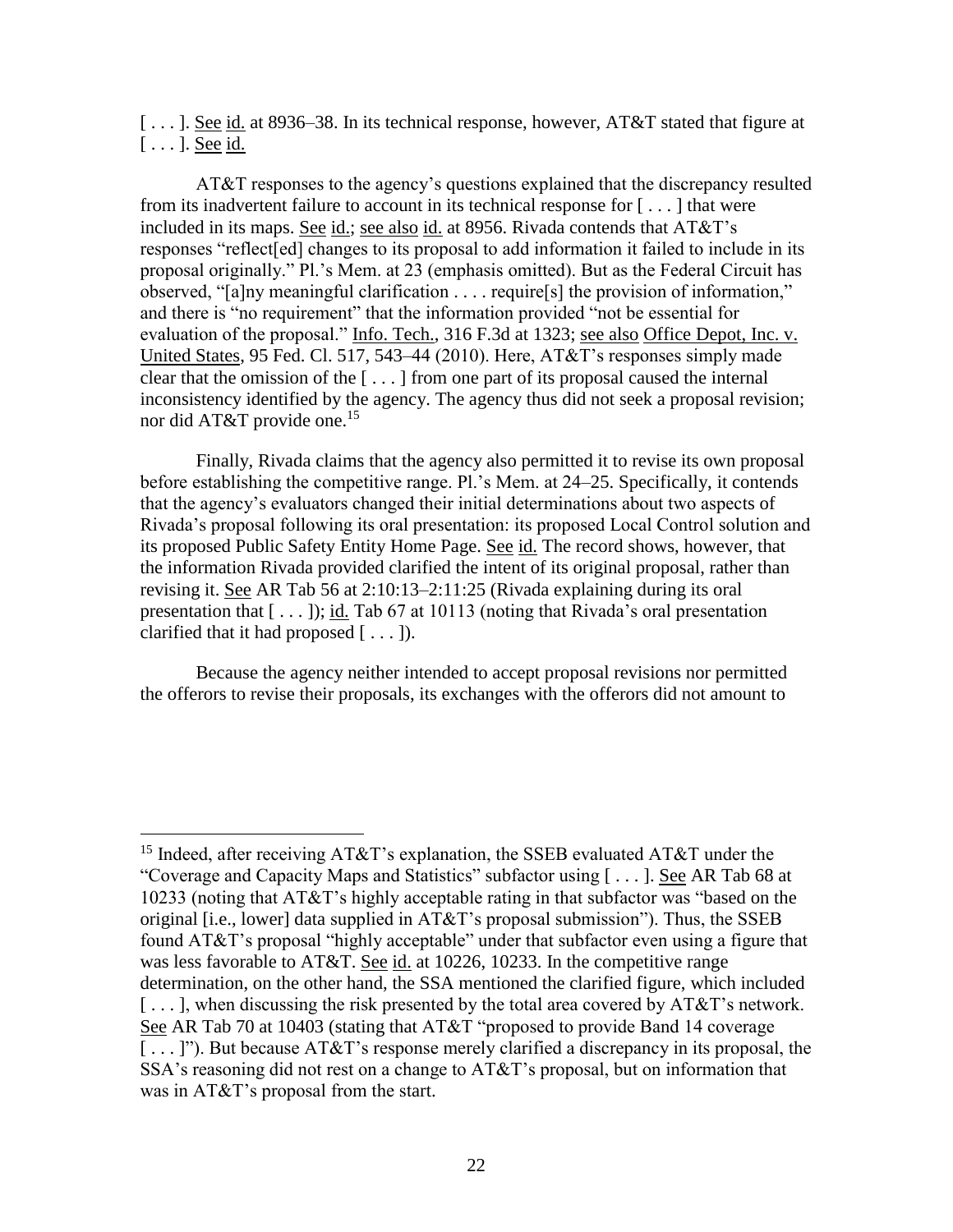[ . . . ]. See id. at 8936–38. In its technical response, however, AT&T stated that figure at [ . . . ]. See id.

AT&T responses to the agency's questions explained that the discrepancy resulted from its inadvertent failure to account in its technical response for [ . . . ] that were included in its maps. See id.; see also id. at 8956. Rivada contends that AT&T's responses "reflect[ed] changes to its proposal to add information it failed to include in its proposal originally." Pl.'s Mem. at 23 (emphasis omitted). But as the Federal Circuit has observed, "[a]ny meaningful clarification . . . . require[s] the provision of information," and there is "no requirement" that the information provided "not be essential for evaluation of the proposal." Info. Tech., 316 F.3d at 1323; see also Office Depot, Inc. v. United States, 95 Fed. Cl. 517, 543–44 (2010). Here, AT&T's responses simply made clear that the omission of the [ . . . ] from one part of its proposal caused the internal inconsistency identified by the agency. The agency thus did not seek a proposal revision; nor did AT&T provide one.[15]

Finally, Rivada claims that the agency also permitted it to revise its own proposal before establishing the competitive range. Pl.'s Mem. at 24–25. Specifically, it contends that the agency's evaluators changed their initial determinations about two aspects of Rivada's proposal following its oral presentation: its proposed Local Control solution and its proposed Public Safety Entity Home Page. See id. The record shows, however, that the information Rivada provided clarified the intent of its original proposal, rather than revising it. See AR Tab 56 at 2:10:13–2:11:25 (Rivada explaining during its oral presentation that [ . . . ]); id. Tab 67 at 10113 (noting that Rivada's oral presentation clarified that it had proposed [ . . . ]).

Because the agency neither intended to accept proposal revisions nor permitted the offerors to revise their proposals, its exchanges with the offerors did not amount to

---

[15] Indeed, after receiving AT&T's explanation, the SSEB evaluated AT&T under the "Coverage and Capacity Maps and Statistics" subfactor using [ . . . ]. See AR Tab 68 at 10233 (noting that AT&T's highly acceptable rating in that subfactor was "based on the original [i.e., lower] data supplied in AT&T's proposal submission"). Thus, the SSEB found AT&T's proposal "highly acceptable" under that subfactor even using a figure that was less favorable to AT&T. See id. at 10226, 10233. In the competitive range determination, on the other hand, the SSA mentioned the clarified figure, which included [ . . . ], when discussing the risk presented by the total area covered by AT&T's network. See AR Tab 70 at 10403 (stating that AT&T "proposed to provide Band 14 coverage [ . . . ]"). But because AT&T's response merely clarified a discrepancy in its proposal, the SSA's reasoning did not rest on a change to AT&T's proposal, but on information that was in AT&T's proposal from the start.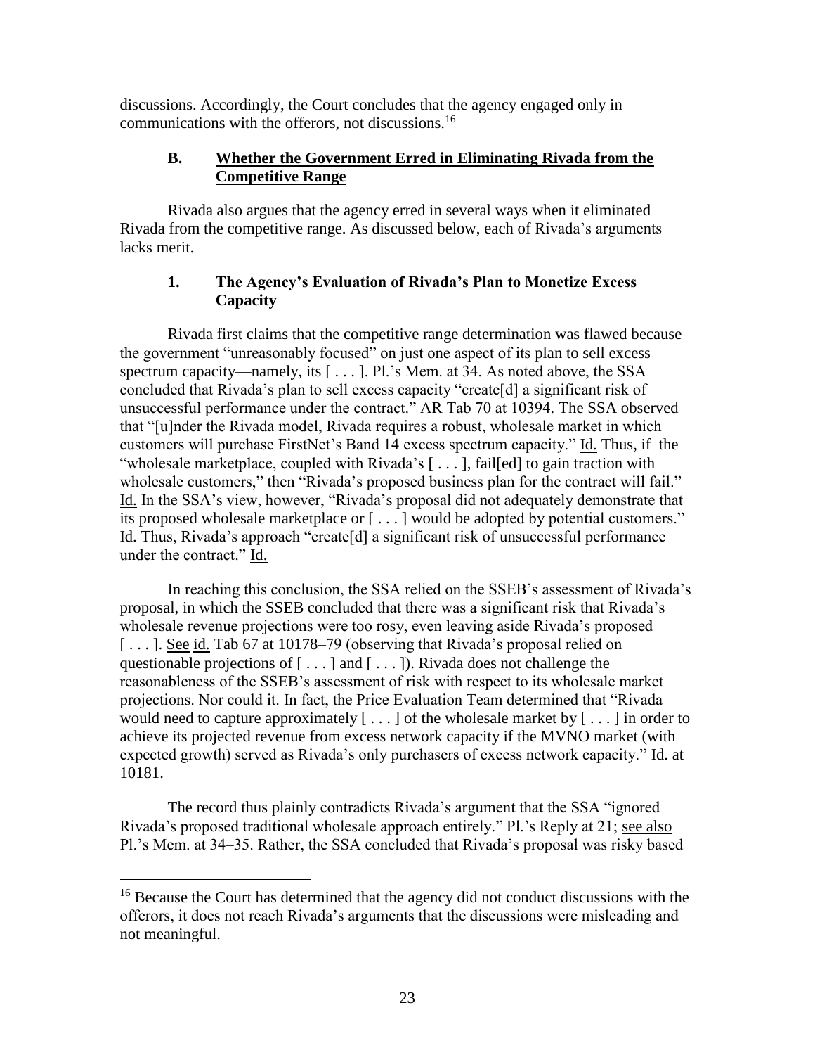discussions. Accordingly, the Court concludes that the agency engaged only in communications with the offerors, not discussions.[16]

### B. Whether the Government Erred in Eliminating Rivada from the Competitive Range

Rivada also argues that the agency erred in several ways when it eliminated Rivada from the competitive range. As discussed below, each of Rivada's arguments lacks merit.

#### 1. The Agency's Evaluation of Rivada's Plan to Monetize Excess Capacity

Rivada first claims that the competitive range determination was flawed because the government "unreasonably focused" on just one aspect of its plan to sell excess spectrum capacity—namely, its [ . . . ]. Pl.'s Mem. at 34. As noted above, the SSA concluded that Rivada's plan to sell excess capacity "create[d] a significant risk of unsuccessful performance under the contract." AR Tab 70 at 10394. The SSA observed that "[u]nder the Rivada model, Rivada requires a robust, wholesale market in which customers will purchase FirstNet's Band 14 excess spectrum capacity." Id. Thus, if the "wholesale marketplace, coupled with Rivada's [ . . . ], fail[ed] to gain traction with wholesale customers," then "Rivada's proposed business plan for the contract will fail." Id. In the SSA's view, however, "Rivada's proposal did not adequately demonstrate that its proposed wholesale marketplace or [ . . . ] would be adopted by potential customers." Id. Thus, Rivada's approach "create[d] a significant risk of unsuccessful performance under the contract." Id.

In reaching this conclusion, the SSA relied on the SSEB's assessment of Rivada's proposal, in which the SSEB concluded that there was a significant risk that Rivada's wholesale revenue projections were too rosy, even leaving aside Rivada's proposed [ . . . ]. See id. Tab 67 at 10178–79 (observing that Rivada's proposal relied on questionable projections of [ . . . ] and [ . . . ]). Rivada does not challenge the reasonableness of the SSEB's assessment of risk with respect to its wholesale market projections. Nor could it. In fact, the Price Evaluation Team determined that "Rivada would need to capture approximately [ . . . ] of the wholesale market by [ . . . ] in order to achieve its projected revenue from excess network capacity if the MVNO market (with expected growth) served as Rivada's only purchasers of excess network capacity." Id. at 10181.

The record thus plainly contradicts Rivada's argument that the SSA "ignored Rivada's proposed traditional wholesale approach entirely." Pl.'s Reply at 21; see also Pl.'s Mem. at 34–35. Rather, the SSA concluded that Rivada's proposal was risky based

[16] Because the Court has determined that the agency did not conduct discussions with the offerors, it does not reach Rivada's arguments that the discussions were misleading and not meaningful.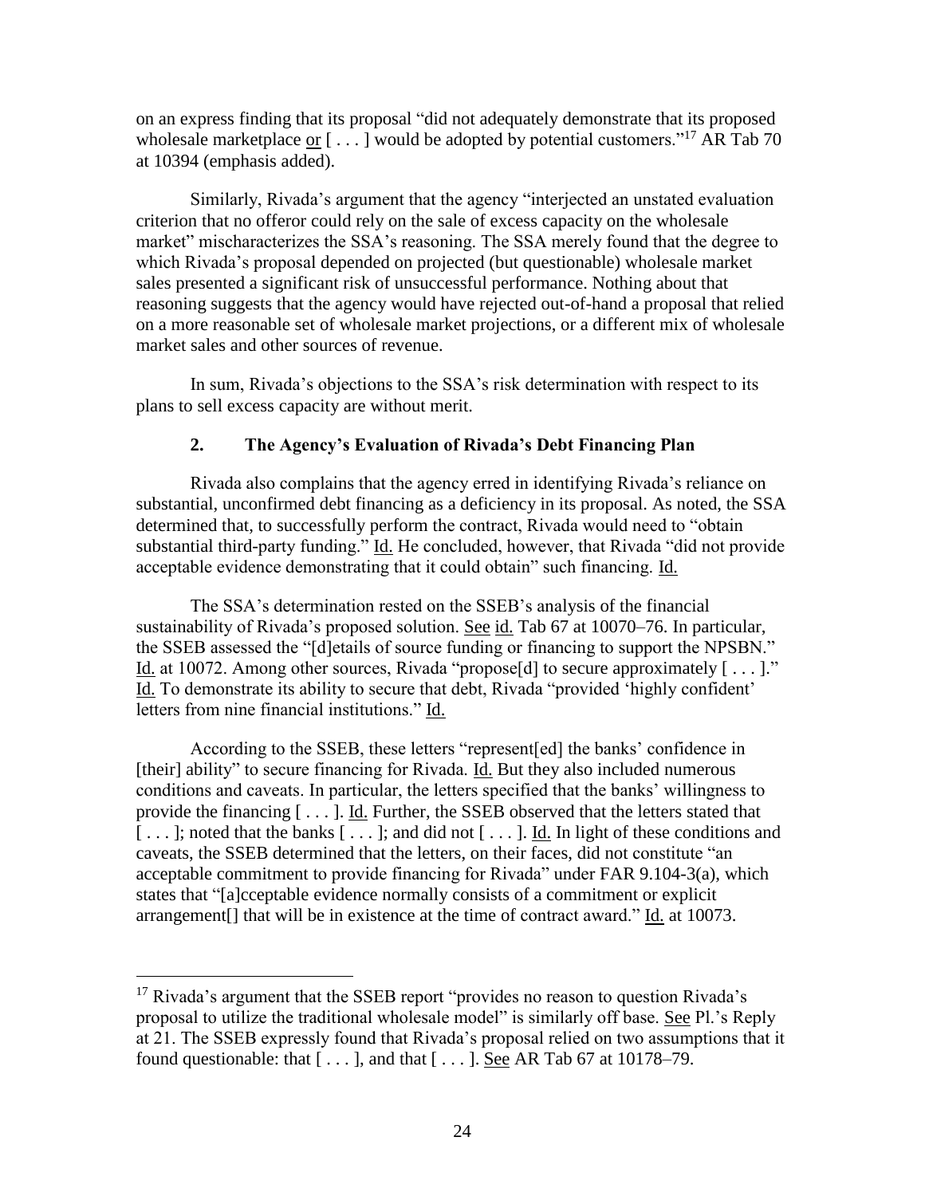on an express finding that its proposal "did not adequately demonstrate that its proposed wholesale marketplace or [ . . . ] would be adopted by potential customers."[17] AR Tab 70 at 10394 (emphasis added).

Similarly, Rivada's argument that the agency "interjected an unstated evaluation criterion that no offeror could rely on the sale of excess capacity on the wholesale market" mischaracterizes the SSA's reasoning. The SSA merely found that the degree to which Rivada's proposal depended on projected (but questionable) wholesale market sales presented a significant risk of unsuccessful performance. Nothing about that reasoning suggests that the agency would have rejected out-of-hand a proposal that relied on a more reasonable set of wholesale market projections, or a different mix of wholesale market sales and other sources of revenue.

In sum, Rivada's objections to the SSA's risk determination with respect to its plans to sell excess capacity are without merit.

### 2. The Agency's Evaluation of Rivada's Debt Financing Plan

Rivada also complains that the agency erred in identifying Rivada's reliance on substantial, unconfirmed debt financing as a deficiency in its proposal. As noted, the SSA determined that, to successfully perform the contract, Rivada would need to "obtain substantial third-party funding." Id. He concluded, however, that Rivada "did not provide acceptable evidence demonstrating that it could obtain" such financing. Id.

The SSA's determination rested on the SSEB's analysis of the financial sustainability of Rivada's proposed solution. See id. Tab 67 at 10070–76. In particular, the SSEB assessed the "[d]etails of source funding or financing to support the NPSBN." Id. at 10072. Among other sources, Rivada "propose[d] to secure approximately [ . . . ]." Id. To demonstrate its ability to secure that debt, Rivada "provided 'highly confident' letters from nine financial institutions." Id.

According to the SSEB, these letters "represent[ed] the banks' confidence in [their] ability" to secure financing for Rivada. Id. But they also included numerous conditions and caveats. In particular, the letters specified that the banks' willingness to provide the financing [ . . . ]. Id. Further, the SSEB observed that the letters stated that [ . . . ]; noted that the banks [ . . . ]; and did not [ . . . ]. Id. In light of these conditions and caveats, the SSEB determined that the letters, on their faces, did not constitute "an acceptable commitment to provide financing for Rivada" under FAR 9.104-3(a), which states that "[a]cceptable evidence normally consists of a commitment or explicit arrangement[] that will be in existence at the time of contract award." Id. at 10073.

---

[17] Rivada's argument that the SSEB report "provides no reason to question Rivada's proposal to utilize the traditional wholesale model" is similarly off base. See Pl.'s Reply at 21. The SSEB expressly found that Rivada's proposal relied on two assumptions that it found questionable: that [ . . . ], and that [ . . . ]. See AR Tab 67 at 10178–79.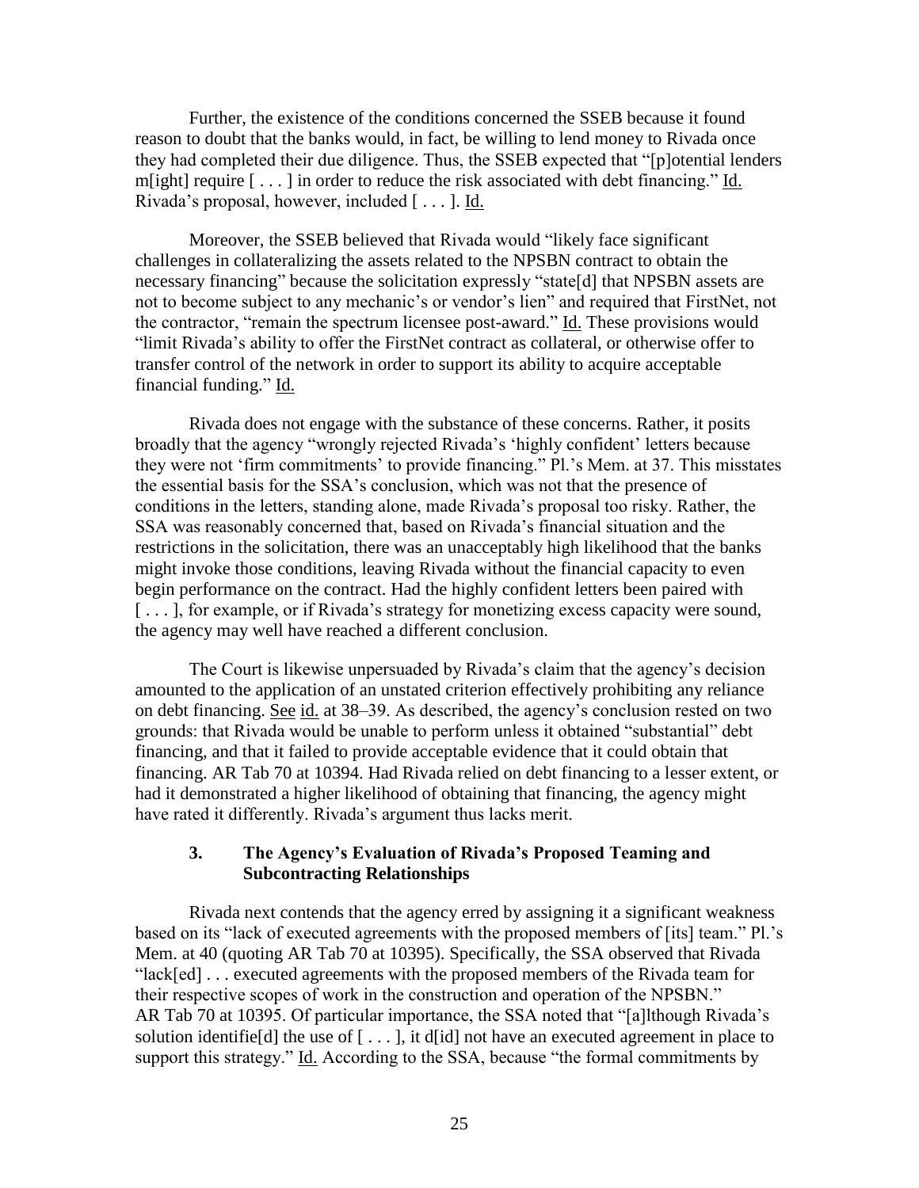Further, the existence of the conditions concerned the SSEB because it found reason to doubt that the banks would, in fact, be willing to lend money to Rivada once they had completed their due diligence. Thus, the SSEB expected that "[p]otential lenders m[ight] require [ . . . ] in order to reduce the risk associated with debt financing." Id. Rivada's proposal, however, included [ . . . ]. Id.

Moreover, the SSEB believed that Rivada would "likely face significant challenges in collateralizing the assets related to the NPSBN contract to obtain the necessary financing" because the solicitation expressly "state[d] that NPSBN assets are not to become subject to any mechanic's or vendor's lien" and required that FirstNet, not the contractor, "remain the spectrum licensee post-award." Id. These provisions would "limit Rivada's ability to offer the FirstNet contract as collateral, or otherwise offer to transfer control of the network in order to support its ability to acquire acceptable financial funding." Id.

Rivada does not engage with the substance of these concerns. Rather, it posits broadly that the agency "wrongly rejected Rivada's 'highly confident' letters because they were not 'firm commitments' to provide financing." Pl.'s Mem. at 37. This misstates the essential basis for the SSA's conclusion, which was not that the presence of conditions in the letters, standing alone, made Rivada's proposal too risky. Rather, the SSA was reasonably concerned that, based on Rivada's financial situation and the restrictions in the solicitation, there was an unacceptably high likelihood that the banks might invoke those conditions, leaving Rivada without the financial capacity to even begin performance on the contract. Had the highly confident letters been paired with [ . . . ], for example, or if Rivada's strategy for monetizing excess capacity were sound, the agency may well have reached a different conclusion.

The Court is likewise unpersuaded by Rivada's claim that the agency's decision amounted to the application of an unstated criterion effectively prohibiting any reliance on debt financing. See id. at 38–39. As described, the agency's conclusion rested on two grounds: that Rivada would be unable to perform unless it obtained "substantial" debt financing, and that it failed to provide acceptable evidence that it could obtain that financing. AR Tab 70 at 10394. Had Rivada relied on debt financing to a lesser extent, or had it demonstrated a higher likelihood of obtaining that financing, the agency might have rated it differently. Rivada's argument thus lacks merit.

### 3. The Agency's Evaluation of Rivada's Proposed Teaming and Subcontracting Relationships

Rivada next contends that the agency erred by assigning it a significant weakness based on its "lack of executed agreements with the proposed members of [its] team." Pl.'s Mem. at 40 (quoting AR Tab 70 at 10395). Specifically, the SSA observed that Rivada "lack[ed] . . . executed agreements with the proposed members of the Rivada team for their respective scopes of work in the construction and operation of the NPSBN." AR Tab 70 at 10395. Of particular importance, the SSA noted that "[a]lthough Rivada's solution identifie[d] the use of [ . . . ], it d[id] not have an executed agreement in place to support this strategy." Id. According to the SSA, because "the formal commitments by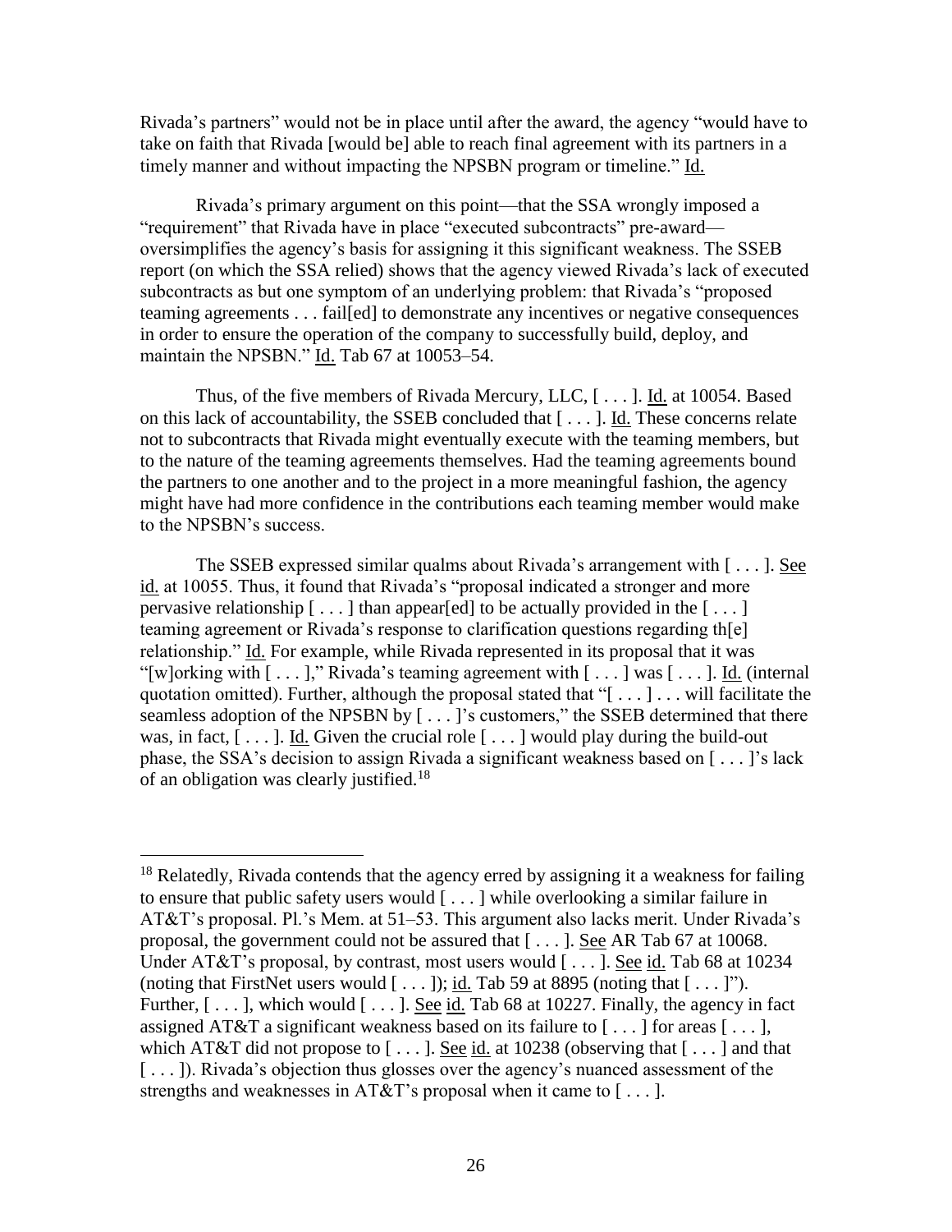Rivada's partners" would not be in place until after the award, the agency "would have to take on faith that Rivada [would be] able to reach final agreement with its partners in a timely manner and without impacting the NPSBN program or timeline." Id.

Rivada's primary argument on this point—that the SSA wrongly imposed a "requirement" that Rivada have in place "executed subcontracts" pre-award—oversimplifies the agency's basis for assigning it this significant weakness. The SSEB report (on which the SSA relied) shows that the agency viewed Rivada's lack of executed subcontracts as but one symptom of an underlying problem: that Rivada's "proposed teaming agreements . . . fail[ed] to demonstrate any incentives or negative consequences in order to ensure the operation of the company to successfully build, deploy, and maintain the NPSBN." Id. Tab 67 at 10053–54.

Thus, of the five members of Rivada Mercury, LLC, [ . . . ]. Id. at 10054. Based on this lack of accountability, the SSEB concluded that [ . . . ]. Id. These concerns relate not to subcontracts that Rivada might eventually execute with the teaming members, but to the nature of the teaming agreements themselves. Had the teaming agreements bound the partners to one another and to the project in a more meaningful fashion, the agency might have had more confidence in the contributions each teaming member would make to the NPSBN's success.

The SSEB expressed similar qualms about Rivada's arrangement with [ . . . ]. See id. at 10055. Thus, it found that Rivada's "proposal indicated a stronger and more pervasive relationship [ . . . ] than appear[ed] to be actually provided in the [ . . . ] teaming agreement or Rivada's response to clarification questions regarding th[e] relationship." Id. For example, while Rivada represented in its proposal that it was "[w]orking with [ . . . ]," Rivada's teaming agreement with [ . . . ] was [ . . . ]. Id. (internal quotation omitted). Further, although the proposal stated that "[ . . . ] . . . will facilitate the seamless adoption of the NPSBN by [ . . . ]'s customers," the SSEB determined that there was, in fact, [ . . . ]. Id. Given the crucial role [ . . . ] would play during the build-out phase, the SSA's decision to assign Rivada a significant weakness based on [ . . . ]'s lack of an obligation was clearly justified.[18]

---

[18] Relatedly, Rivada contends that the agency erred by assigning it a weakness for failing to ensure that public safety users would [ . . . ] while overlooking a similar failure in AT&T's proposal. Pl.'s Mem. at 51–53. This argument also lacks merit. Under Rivada's proposal, the government could not be assured that [ . . . ]. See AR Tab 67 at 10068. Under AT&T's proposal, by contrast, most users would [ . . . ]. See id. Tab 68 at 10234 (noting that FirstNet users would [ . . . ]); id. Tab 59 at 8895 (noting that [ . . . ]"). Further, [ . . . ], which would [ . . . ]. See id. Tab 68 at 10227. Finally, the agency in fact assigned AT&T a significant weakness based on its failure to [ . . . ] for areas [ . . . ], which AT&T did not propose to [ . . . ]. See id. at 10238 (observing that [ . . . ] and that [ . . . ]). Rivada's objection thus glosses over the agency's nuanced assessment of the strengths and weaknesses in AT&T's proposal when it came to [ . . . ].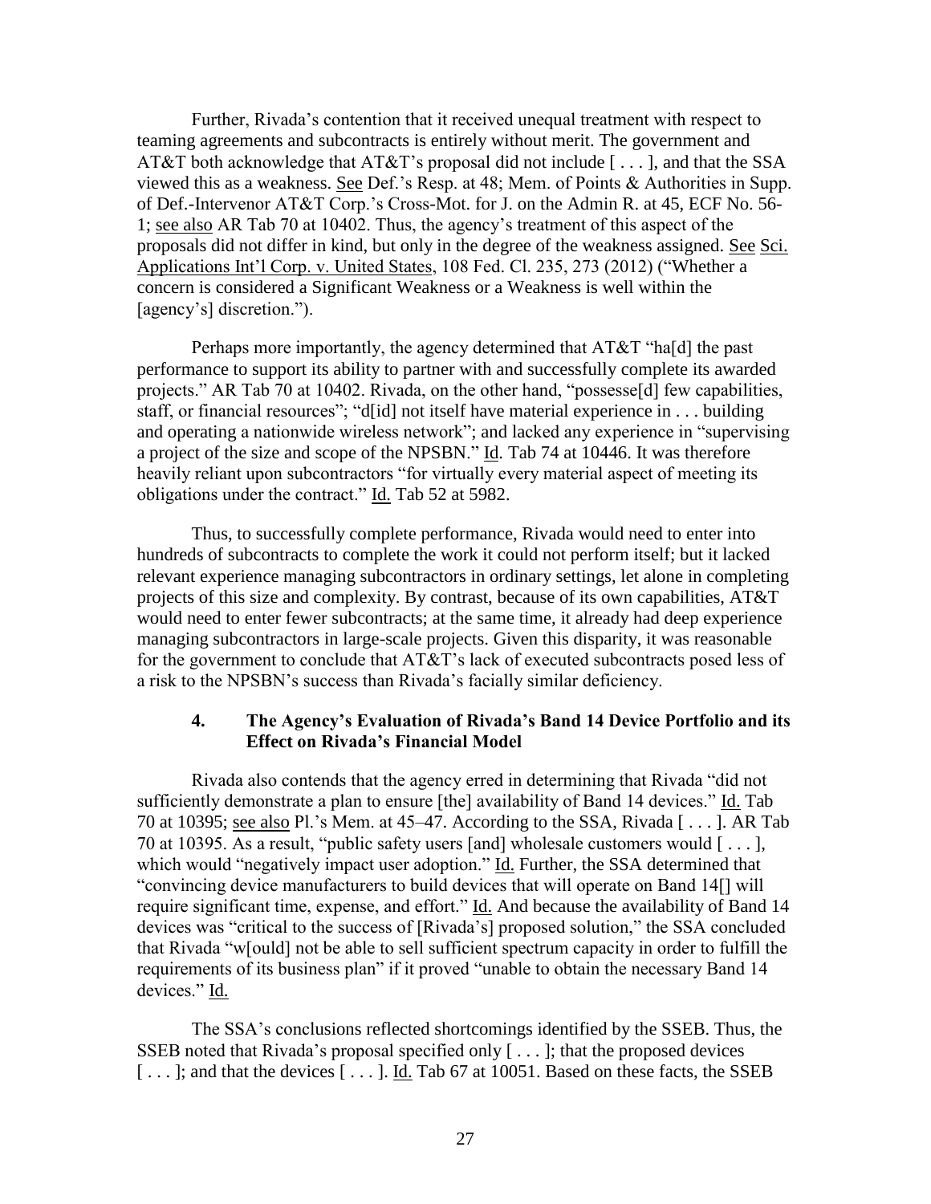Further, Rivada's contention that it received unequal treatment with respect to teaming agreements and subcontracts is entirely without merit. The government and AT&T both acknowledge that AT&T's proposal did not include [ . . . ], and that the SSA viewed this as a weakness. See Def.'s Resp. at 48; Mem. of Points & Authorities in Supp. of Def.-Intervenor AT&T Corp.'s Cross-Mot. for J. on the Admin R. at 45, ECF No. 56-1; see also AR Tab 70 at 10402. Thus, the agency's treatment of this aspect of the proposals did not differ in kind, but only in the degree of the weakness assigned. See Sci. Applications Int'l Corp. v. United States, 108 Fed. Cl. 235, 273 (2012) ("Whether a concern is considered a Significant Weakness or a Weakness is well within the [agency's] discretion.").

Perhaps more importantly, the agency determined that AT&T "ha[d] the past performance to support its ability to partner with and successfully complete its awarded projects." AR Tab 70 at 10402. Rivada, on the other hand, "possesse[d] few capabilities, staff, or financial resources"; "d[id] not itself have material experience in . . . building and operating a nationwide wireless network"; and lacked any experience in "supervising a project of the size and scope of the NPSBN." Id. Tab 74 at 10446. It was therefore heavily reliant upon subcontractors "for virtually every material aspect of meeting its obligations under the contract." Id. Tab 52 at 5982.

Thus, to successfully complete performance, Rivada would need to enter into hundreds of subcontracts to complete the work it could not perform itself; but it lacked relevant experience managing subcontractors in ordinary settings, let alone in completing projects of this size and complexity. By contrast, because of its own capabilities, AT&T would need to enter fewer subcontracts; at the same time, it already had deep experience managing subcontractors in large-scale projects. Given this disparity, it was reasonable for the government to conclude that AT&T's lack of executed subcontracts posed less of a risk to the NPSBN's success than Rivada's facially similar deficiency.

#### 4. The Agency's Evaluation of Rivada's Band 14 Device Portfolio and its Effect on Rivada's Financial Model

Rivada also contends that the agency erred in determining that Rivada "did not sufficiently demonstrate a plan to ensure [the] availability of Band 14 devices." Id. Tab 70 at 10395; see also Pl.'s Mem. at 45–47. According to the SSA, Rivada [ . . . ]. AR Tab 70 at 10395. As a result, "public safety users [and] wholesale customers would [ . . . ], which would "negatively impact user adoption." Id. Further, the SSA determined that "convincing device manufacturers to build devices that will operate on Band 14[] will require significant time, expense, and effort." Id. And because the availability of Band 14 devices was "critical to the success of [Rivada's] proposed solution," the SSA concluded that Rivada "w[ould] not be able to sell sufficient spectrum capacity in order to fulfill the requirements of its business plan" if it proved "unable to obtain the necessary Band 14 devices." Id.

The SSA's conclusions reflected shortcomings identified by the SSEB. Thus, the SSEB noted that Rivada's proposal specified only [ . . . ]; that the proposed devices [ . . . ]; and that the devices [ . . . ]. Id. Tab 67 at 10051. Based on these facts, the SSEB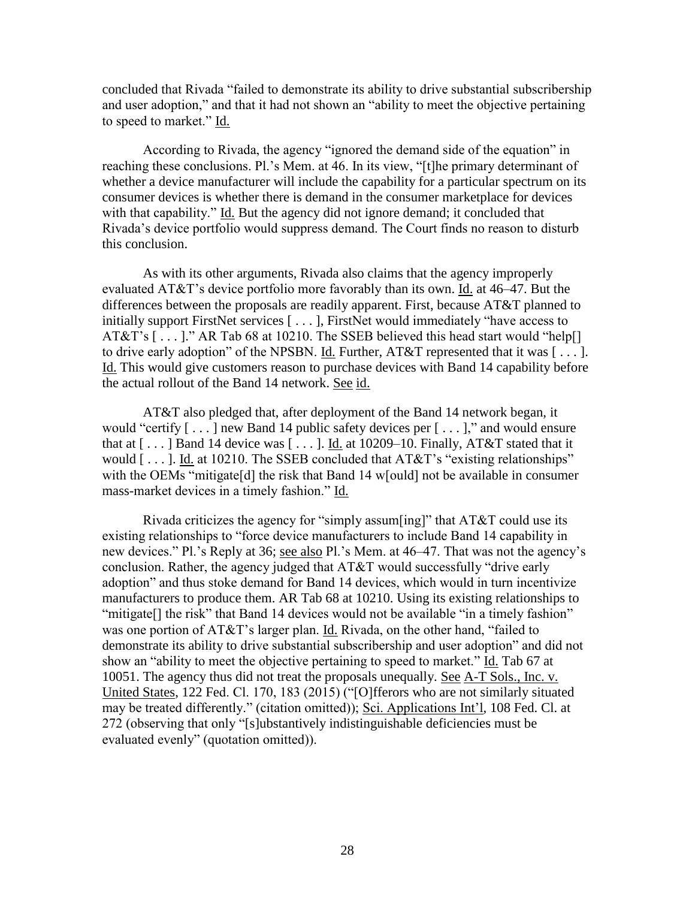concluded that Rivada "failed to demonstrate its ability to drive substantial subscribership and user adoption," and that it had not shown an "ability to meet the objective pertaining to speed to market." Id.

According to Rivada, the agency "ignored the demand side of the equation" in reaching these conclusions. Pl.'s Mem. at 46. In its view, "[t]he primary determinant of whether a device manufacturer will include the capability for a particular spectrum on its consumer devices is whether there is demand in the consumer marketplace for devices with that capability." Id. But the agency did not ignore demand; it concluded that Rivada's device portfolio would suppress demand. The Court finds no reason to disturb this conclusion.

As with its other arguments, Rivada also claims that the agency improperly evaluated AT&T's device portfolio more favorably than its own. Id. at 46–47. But the differences between the proposals are readily apparent. First, because AT&T planned to initially support FirstNet services [ . . . ], FirstNet would immediately "have access to AT&T's [ . . . ]." AR Tab 68 at 10210. The SSEB believed this head start would "help[] to drive early adoption" of the NPSBN. Id. Further, AT&T represented that it was [ . . . ]. Id. This would give customers reason to purchase devices with Band 14 capability before the actual rollout of the Band 14 network. See id.

AT&T also pledged that, after deployment of the Band 14 network began, it would "certify [ . . . ] new Band 14 public safety devices per [ . . . ]," and would ensure that at [ . . . ] Band 14 device was [ . . . ]. Id. at 10209–10. Finally, AT&T stated that it would [ . . . ]. Id. at 10210. The SSEB concluded that AT&T's "existing relationships" with the OEMs "mitigate[d] the risk that Band 14 w[ould] not be available in consumer mass-market devices in a timely fashion." Id.

Rivada criticizes the agency for "simply assum[ing]" that AT&T could use its existing relationships to "force device manufacturers to include Band 14 capability in new devices." Pl.'s Reply at 36; see also Pl.'s Mem. at 46–47. That was not the agency's conclusion. Rather, the agency judged that AT&T would successfully "drive early adoption" and thus stoke demand for Band 14 devices, which would in turn incentivize manufacturers to produce them. AR Tab 68 at 10210. Using its existing relationships to "mitigate[] the risk" that Band 14 devices would not be available "in a timely fashion" was one portion of AT&T's larger plan. Id. Rivada, on the other hand, "failed to demonstrate its ability to drive substantial subscribership and user adoption" and did not show an "ability to meet the objective pertaining to speed to market." Id. Tab 67 at 10051. The agency thus did not treat the proposals unequally. See A-T Sols., Inc. v. United States, 122 Fed. Cl. 170, 183 (2015) ("[O]fferors who are not similarly situated may be treated differently." (citation omitted)); Sci. Applications Int'l, 108 Fed. Cl. at 272 (observing that only "[s]ubstantively indistinguishable deficiencies must be evaluated evenly" (quotation omitted)).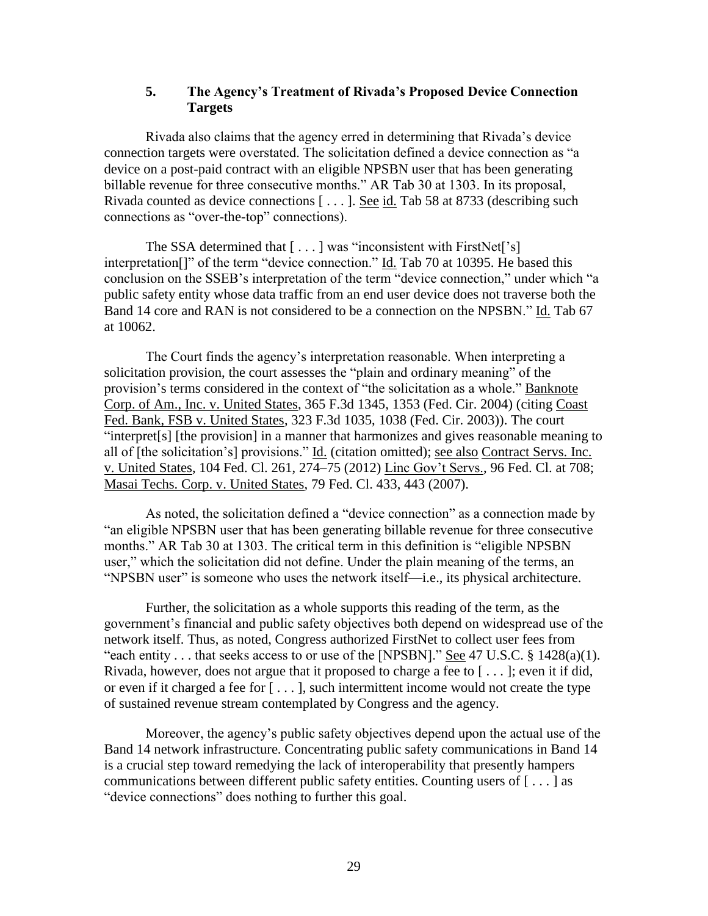### 5. The Agency's Treatment of Rivada's Proposed Device Connection Targets

Rivada also claims that the agency erred in determining that Rivada's device connection targets were overstated. The solicitation defined a device connection as "a device on a post-paid contract with an eligible NPSBN user that has been generating billable revenue for three consecutive months." AR Tab 30 at 1303. In its proposal, Rivada counted as device connections [ . . . ]. See id. Tab 58 at 8733 (describing such connections as "over-the-top" connections).

The SSA determined that [ . . . ] was "inconsistent with FirstNet['s] interpretation[]" of the term "device connection." Id. Tab 70 at 10395. He based this conclusion on the SSEB's interpretation of the term "device connection," under which "a public safety entity whose data traffic from an end user device does not traverse both the Band 14 core and RAN is not considered to be a connection on the NPSBN." Id. Tab 67 at 10062.

The Court finds the agency's interpretation reasonable. When interpreting a solicitation provision, the court assesses the "plain and ordinary meaning" of the provision's terms considered in the context of "the solicitation as a whole." Banknote Corp. of Am., Inc. v. United States, 365 F.3d 1345, 1353 (Fed. Cir. 2004) (citing Coast Fed. Bank, FSB v. United States, 323 F.3d 1035, 1038 (Fed. Cir. 2003)). The court "interpret[s] [the provision] in a manner that harmonizes and gives reasonable meaning to all of [the solicitation's] provisions." Id. (citation omitted); see also Contract Servs. Inc. v. United States, 104 Fed. Cl. 261, 274–75 (2012) Linc Gov't Servs., 96 Fed. Cl. at 708; Masai Techs. Corp. v. United States, 79 Fed. Cl. 433, 443 (2007).

As noted, the solicitation defined a "device connection" as a connection made by "an eligible NPSBN user that has been generating billable revenue for three consecutive months." AR Tab 30 at 1303. The critical term in this definition is "eligible NPSBN user," which the solicitation did not define. Under the plain meaning of the terms, an "NPSBN user" is someone who uses the network itself—i.e., its physical architecture.

Further, the solicitation as a whole supports this reading of the term, as the government's financial and public safety objectives both depend on widespread use of the network itself. Thus, as noted, Congress authorized FirstNet to collect user fees from "each entity . . . that seeks access to or use of the [NPSBN]." See 47 U.S.C. § 1428(a)(1). Rivada, however, does not argue that it proposed to charge a fee to [ . . . ]; even it if did, or even if it charged a fee for [ . . . ], such intermittent income would not create the type of sustained revenue stream contemplated by Congress and the agency.

Moreover, the agency's public safety objectives depend upon the actual use of the Band 14 network infrastructure. Concentrating public safety communications in Band 14 is a crucial step toward remedying the lack of interoperability that presently hampers communications between different public safety entities. Counting users of [ . . . ] as "device connections" does nothing to further this goal.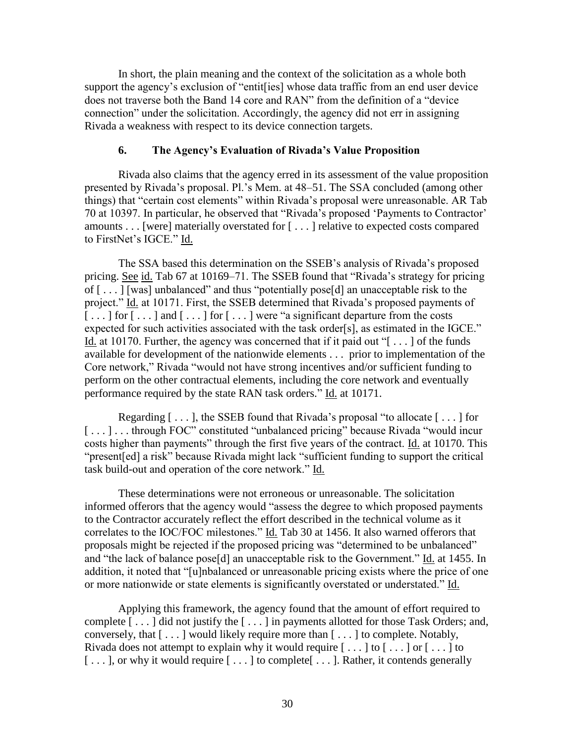In short, the plain meaning and the context of the solicitation as a whole both support the agency's exclusion of "entit[ies] whose data traffic from an end user device does not traverse both the Band 14 core and RAN" from the definition of a "device connection" under the solicitation. Accordingly, the agency did not err in assigning Rivada a weakness with respect to its device connection targets.

### 6. The Agency's Evaluation of Rivada's Value Proposition

Rivada also claims that the agency erred in its assessment of the value proposition presented by Rivada's proposal. Pl.'s Mem. at 48–51. The SSA concluded (among other things) that "certain cost elements" within Rivada's proposal were unreasonable. AR Tab 70 at 10397. In particular, he observed that "Rivada's proposed 'Payments to Contractor' amounts . . . [were] materially overstated for [ . . . ] relative to expected costs compared to FirstNet's IGCE." Id.

The SSA based this determination on the SSEB's analysis of Rivada's proposed pricing. See id. Tab 67 at 10169–71. The SSEB found that "Rivada's strategy for pricing of [ . . . ] [was] unbalanced" and thus "potentially pose[d] an unacceptable risk to the project." Id. at 10171. First, the SSEB determined that Rivada's proposed payments of [ . . . ] for [ . . . ] and [ . . . ] for [ . . . ] were "a significant departure from the costs expected for such activities associated with the task order[s], as estimated in the IGCE." Id. at 10170. Further, the agency was concerned that if it paid out "[ . . . ] of the funds available for development of the nationwide elements . . . prior to implementation of the Core network," Rivada "would not have strong incentives and/or sufficient funding to perform on the other contractual elements, including the core network and eventually performance required by the state RAN task orders." Id. at 10171.

Regarding [ . . . ], the SSEB found that Rivada's proposal "to allocate [ . . . ] for [ . . . ] . . . through FOC" constituted "unbalanced pricing" because Rivada "would incur costs higher than payments" through the first five years of the contract. Id. at 10170. This "present[ed] a risk" because Rivada might lack "sufficient funding to support the critical task build-out and operation of the core network." Id.

These determinations were not erroneous or unreasonable. The solicitation informed offerors that the agency would "assess the degree to which proposed payments to the Contractor accurately reflect the effort described in the technical volume as it correlates to the IOC/FOC milestones." Id. Tab 30 at 1456. It also warned offerors that proposals might be rejected if the proposed pricing was "determined to be unbalanced" and "the lack of balance pose[d] an unacceptable risk to the Government." Id. at 1455. In addition, it noted that "[u]nbalanced or unreasonable pricing exists where the price of one or more nationwide or state elements is significantly overstated or understated." Id.

Applying this framework, the agency found that the amount of effort required to complete [ . . . ] did not justify the [ . . . ] in payments allotted for those Task Orders; and, conversely, that [ . . . ] would likely require more than [ . . . ] to complete. Notably, Rivada does not attempt to explain why it would require [ . . . ] to [ . . . ] or [ . . . ] to [ . . . ], or why it would require [ . . . ] to complete[ . . . ]. Rather, it contends generally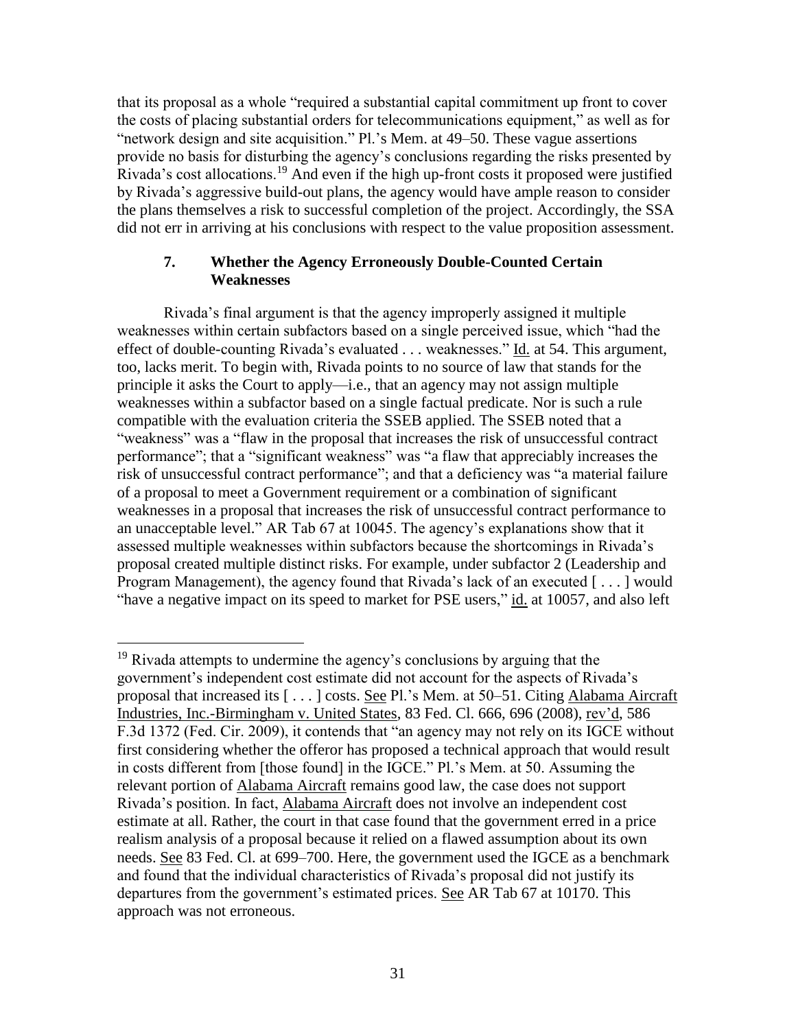that its proposal as a whole "required a substantial capital commitment up front to cover the costs of placing substantial orders for telecommunications equipment," as well as for "network design and site acquisition." Pl.'s Mem. at 49–50. These vague assertions provide no basis for disturbing the agency's conclusions regarding the risks presented by Rivada's cost allocations.[19] And even if the high up-front costs it proposed were justified by Rivada's aggressive build-out plans, the agency would have ample reason to consider the plans themselves a risk to successful completion of the project. Accordingly, the SSA did not err in arriving at his conclusions with respect to the value proposition assessment.

### 7. Whether the Agency Erroneously Double-Counted Certain Weaknesses

Rivada's final argument is that the agency improperly assigned it multiple weaknesses within certain subfactors based on a single perceived issue, which "had the effect of double-counting Rivada's evaluated . . . weaknesses." Id. at 54. This argument, too, lacks merit. To begin with, Rivada points to no source of law that stands for the principle it asks the Court to apply—i.e., that an agency may not assign multiple weaknesses within a subfactor based on a single factual predicate. Nor is such a rule compatible with the evaluation criteria the SSEB applied. The SSEB noted that a "weakness" was a "flaw in the proposal that increases the risk of unsuccessful contract performance"; that a "significant weakness" was "a flaw that appreciably increases the risk of unsuccessful contract performance"; and that a deficiency was "a material failure of a proposal to meet a Government requirement or a combination of significant weaknesses in a proposal that increases the risk of unsuccessful contract performance to an unacceptable level." AR Tab 67 at 10045. The agency's explanations show that it assessed multiple weaknesses within subfactors because the shortcomings in Rivada's proposal created multiple distinct risks. For example, under subfactor 2 (Leadership and Program Management), the agency found that Rivada's lack of an executed [ . . . ] would "have a negative impact on its speed to market for PSE users," id. at 10057, and also left

---

[19] Rivada attempts to undermine the agency's conclusions by arguing that the government's independent cost estimate did not account for the aspects of Rivada's proposal that increased its [ . . . ] costs. See Pl.'s Mem. at 50–51. Citing Alabama Aircraft Industries, Inc.-Birmingham v. United States, 83 Fed. Cl. 666, 696 (2008), rev'd, 586 F.3d 1372 (Fed. Cir. 2009), it contends that "an agency may not rely on its IGCE without first considering whether the offeror has proposed a technical approach that would result in costs different from [those found] in the IGCE." Pl.'s Mem. at 50. Assuming the relevant portion of Alabama Aircraft remains good law, the case does not support Rivada's position. In fact, Alabama Aircraft does not involve an independent cost estimate at all. Rather, the court in that case found that the government erred in a price realism analysis of a proposal because it relied on a flawed assumption about its own needs. See 83 Fed. Cl. at 699–700. Here, the government used the IGCE as a benchmark and found that the individual characteristics of Rivada's proposal did not justify its departures from the government's estimated prices. See AR Tab 67 at 10170. This approach was not erroneous.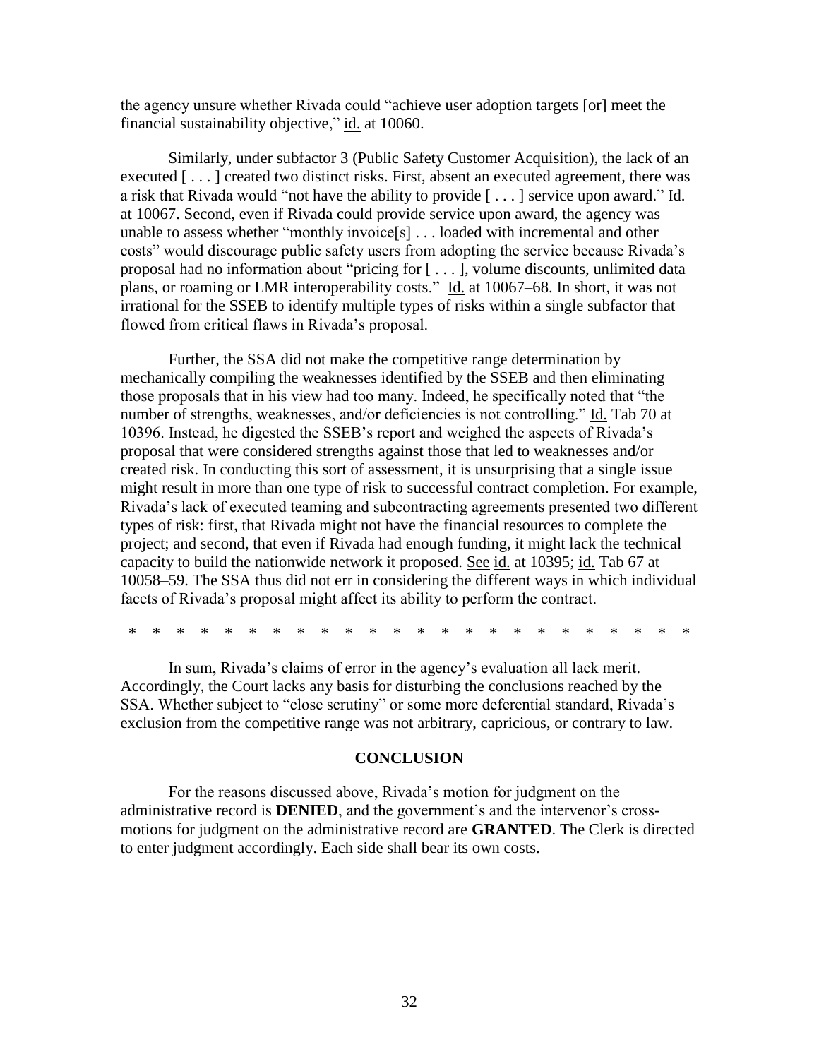the agency unsure whether Rivada could "achieve user adoption targets [or] meet the financial sustainability objective," id. at 10060.

Similarly, under subfactor 3 (Public Safety Customer Acquisition), the lack of an executed [ . . . ] created two distinct risks. First, absent an executed agreement, there was a risk that Rivada would "not have the ability to provide [ . . . ] service upon award." Id. at 10067. Second, even if Rivada could provide service upon award, the agency was unable to assess whether "monthly invoice[s] . . . loaded with incremental and other costs" would discourage public safety users from adopting the service because Rivada's proposal had no information about "pricing for [ . . . ], volume discounts, unlimited data plans, or roaming or LMR interoperability costs." Id. at 10067–68. In short, it was not irrational for the SSEB to identify multiple types of risks within a single subfactor that flowed from critical flaws in Rivada's proposal.

Further, the SSA did not make the competitive range determination by mechanically compiling the weaknesses identified by the SSEB and then eliminating those proposals that in his view had too many. Indeed, he specifically noted that "the number of strengths, weaknesses, and/or deficiencies is not controlling." Id. Tab 70 at 10396. Instead, he digested the SSEB's report and weighed the aspects of Rivada's proposal that were considered strengths against those that led to weaknesses and/or created risk. In conducting this sort of assessment, it is unsurprising that a single issue might result in more than one type of risk to successful contract completion. For example, Rivada's lack of executed teaming and subcontracting agreements presented two different types of risk: first, that Rivada might not have the financial resources to complete the project; and second, that even if Rivada had enough funding, it might lack the technical capacity to build the nationwide network it proposed. See id. at 10395; id. Tab 67 at 10058–59. The SSA thus did not err in considering the different ways in which individual facets of Rivada's proposal might affect its ability to perform the contract.

\* \* \* \* \* \* \* \* \* \* \* \* \* \* \* \* \* \* \* \* \* \* \* \* \* \* \* \*

In sum, Rivada's claims of error in the agency's evaluation all lack merit. Accordingly, the Court lacks any basis for disturbing the conclusions reached by the SSA. Whether subject to "close scrutiny" or some more deferential standard, Rivada's exclusion from the competitive range was not arbitrary, capricious, or contrary to law.

## CONCLUSION

For the reasons discussed above, Rivada's motion for judgment on the administrative record is **DENIED**, and the government's and the intervenor's cross-motions for judgment on the administrative record are **GRANTED**. The Clerk is directed to enter judgment accordingly. Each side shall bear its own costs.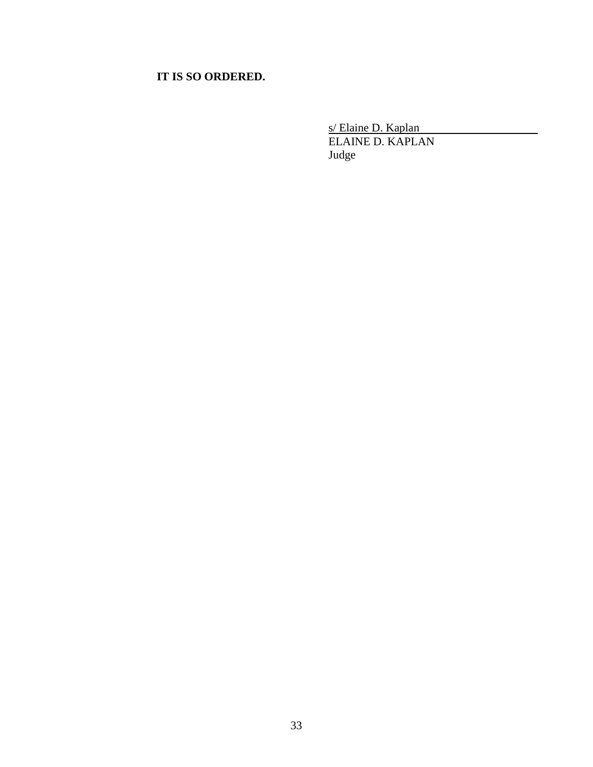**IT IS SO ORDERED.**

s/ Elaine D. Kaplan
ELAINE D. KAPLAN
Judge